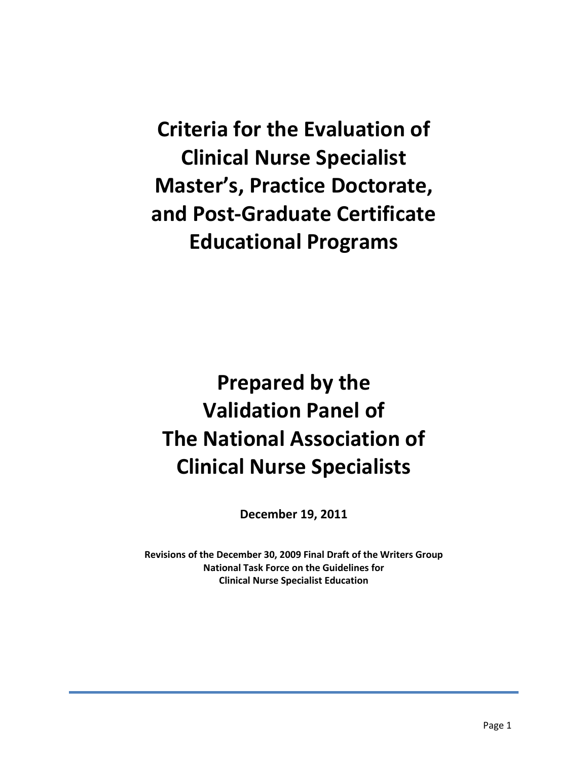# Criteria for the Evaluation of Clinical Nurse Specialist Master's, Practice Doctorate, and Post-Graduate Certificate Educational Programs

# Prepared by the Validation Panel of The National Association of Clinical Nurse Specialists

**December 19, 2011**

**Revisions of the December 30, 2009 Final Draft of the Writers Group**
**National Task Force on the Guidelines for**
**Clinical Nurse Specialist Education**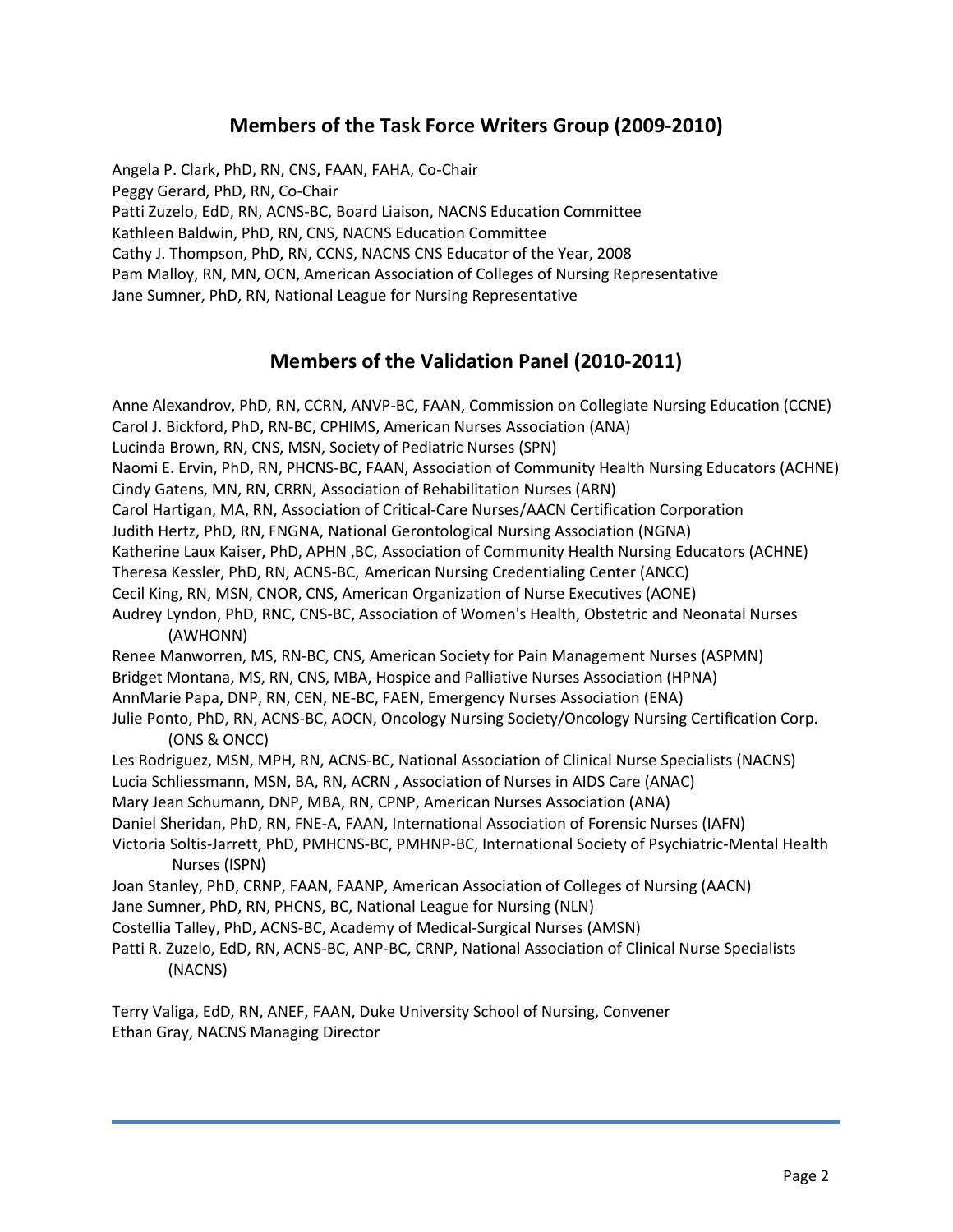## Members of the Task Force Writers Group (2009-2010)

Angela P. Clark, PhD, RN, CNS, FAAN, FAHA, Co-Chair
Peggy Gerard, PhD, RN, Co-Chair
Patti Zuzelo, EdD, RN, ACNS-BC, Board Liaison, NACNS Education Committee
Kathleen Baldwin, PhD, RN, CNS, NACNS Education Committee
Cathy J. Thompson, PhD, RN, CCNS, NACNS CNS Educator of the Year, 2008
Pam Malloy, RN, MN, OCN, American Association of Colleges of Nursing Representative
Jane Sumner, PhD, RN, National League for Nursing Representative

## Members of the Validation Panel (2010-2011)

Anne Alexandrov, PhD, RN, CCRN, ANVP-BC, FAAN, Commission on Collegiate Nursing Education (CCNE)
Carol J. Bickford, PhD, RN-BC, CPHIMS, American Nurses Association (ANA)
Lucinda Brown, RN, CNS, MSN, Society of Pediatric Nurses (SPN)
Naomi E. Ervin, PhD, RN, PHCNS-BC, FAAN, Association of Community Health Nursing Educators (ACHNE)
Cindy Gatens, MN, RN, CRRN, Association of Rehabilitation Nurses (ARN)
Carol Hartigan, MA, RN, Association of Critical-Care Nurses/AACN Certification Corporation
Judith Hertz, PhD, RN, FNGNA, National Gerontological Nursing Association (NGNA)
Katherine Laux Kaiser, PhD, APHN ,BC, Association of Community Health Nursing Educators (ACHNE)
Theresa Kessler, PhD, RN, ACNS-BC, American Nursing Credentialing Center (ANCC)
Cecil King, RN, MSN, CNOR, CNS, American Organization of Nurse Executives (AONE)
Audrey Lyndon, PhD, RNC, CNS-BC, Association of Women's Health, Obstetric and Neonatal Nurses (AWHONN)
Renee Manworren, MS, RN-BC, CNS, American Society for Pain Management Nurses (ASPMN)
Bridget Montana, MS, RN, CNS, MBA, Hospice and Palliative Nurses Association (HPNA)
AnnMarie Papa, DNP, RN, CEN, NE-BC, FAEN, Emergency Nurses Association (ENA)
Julie Ponto, PhD, RN, ACNS-BC, AOCN, Oncology Nursing Society/Oncology Nursing Certification Corp. (ONS & ONCC)
Les Rodriguez, MSN, MPH, RN, ACNS-BC, National Association of Clinical Nurse Specialists (NACNS)
Lucia Schliessmann, MSN, BA, RN, ACRN , Association of Nurses in AIDS Care (ANAC)
Mary Jean Schumann, DNP, MBA, RN, CPNP, American Nurses Association (ANA)
Daniel Sheridan, PhD, RN, FNE-A, FAAN, International Association of Forensic Nurses (IAFN)
Victoria Soltis-Jarrett, PhD, PMHCNS-BC, PMHNP-BC, International Society of Psychiatric-Mental Health Nurses (ISPN)
Joan Stanley, PhD, CRNP, FAAN, FAANP, American Association of Colleges of Nursing (AACN)
Jane Sumner, PhD, RN, PHCNS, BC, National League for Nursing (NLN)
Costellia Talley, PhD, ACNS-BC, Academy of Medical-Surgical Nurses (AMSN)
Patti R. Zuzelo, EdD, RN, ACNS-BC, ANP-BC, CRNP, National Association of Clinical Nurse Specialists (NACNS)

Terry Valiga, EdD, RN, ANEF, FAAN, Duke University School of Nursing, Convener
Ethan Gray, NACNS Managing Director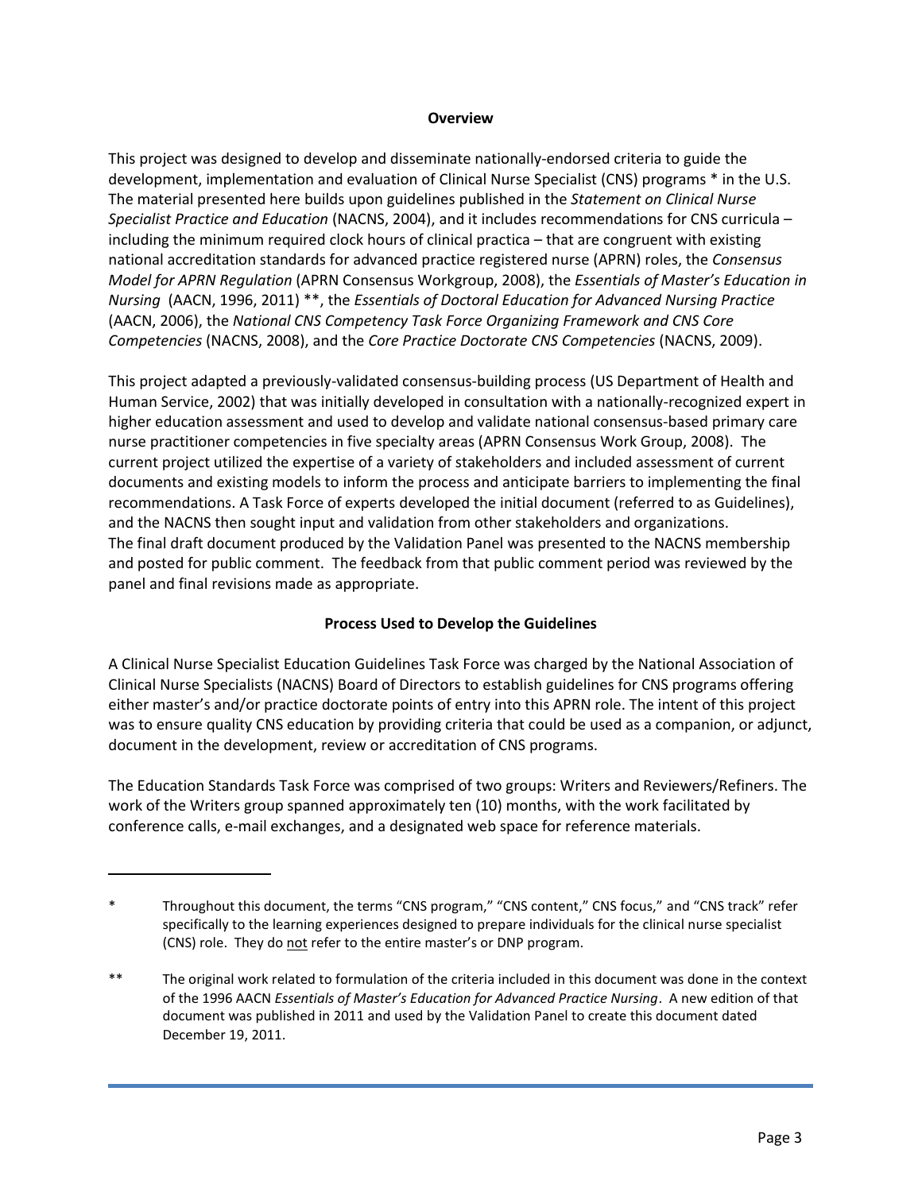## Overview

This project was designed to develop and disseminate nationally-endorsed criteria to guide the development, implementation and evaluation of Clinical Nurse Specialist (CNS) programs * in the U.S. The material presented here builds upon guidelines published in the *Statement on Clinical Nurse Specialist Practice and Education* (NACNS, 2004), and it includes recommendations for CNS curricula – including the minimum required clock hours of clinical practica – that are congruent with existing national accreditation standards for advanced practice registered nurse (APRN) roles, the *Consensus Model for APRN Regulation* (APRN Consensus Workgroup, 2008), the *Essentials of Master's Education in Nursing* (AACN, 1996, 2011) **, the *Essentials of Doctoral Education for Advanced Nursing Practice* (AACN, 2006), the *National CNS Competency Task Force Organizing Framework and CNS Core Competencies* (NACNS, 2008), and the *Core Practice Doctorate CNS Competencies* (NACNS, 2009).

This project adapted a previously-validated consensus-building process (US Department of Health and Human Service, 2002) that was initially developed in consultation with a nationally-recognized expert in higher education assessment and used to develop and validate national consensus-based primary care nurse practitioner competencies in five specialty areas (APRN Consensus Work Group, 2008). The current project utilized the expertise of a variety of stakeholders and included assessment of current documents and existing models to inform the process and anticipate barriers to implementing the final recommendations. A Task Force of experts developed the initial document (referred to as Guidelines), and the NACNS then sought input and validation from other stakeholders and organizations. The final draft document produced by the Validation Panel was presented to the NACNS membership and posted for public comment. The feedback from that public comment period was reviewed by the panel and final revisions made as appropriate.

## Process Used to Develop the Guidelines

A Clinical Nurse Specialist Education Guidelines Task Force was charged by the National Association of Clinical Nurse Specialists (NACNS) Board of Directors to establish guidelines for CNS programs offering either master's and/or practice doctorate points of entry into this APRN role. The intent of this project was to ensure quality CNS education by providing criteria that could be used as a companion, or adjunct, document in the development, review or accreditation of CNS programs.

The Education Standards Task Force was comprised of two groups: Writers and Reviewers/Refiners. The work of the Writers group spanned approximately ten (10) months, with the work facilitated by conference calls, e-mail exchanges, and a designated web space for reference materials.

---

* Throughout this document, the terms "CNS program," "CNS content," CNS focus," and "CNS track" refer specifically to the learning experiences designed to prepare individuals for the clinical nurse specialist (CNS) role. They do not refer to the entire master's or DNP program.

** The original work related to formulation of the criteria included in this document was done in the context of the 1996 AACN *Essentials of Master's Education for Advanced Practice Nursing*. A new edition of that document was published in 2011 and used by the Validation Panel to create this document dated December 19, 2011.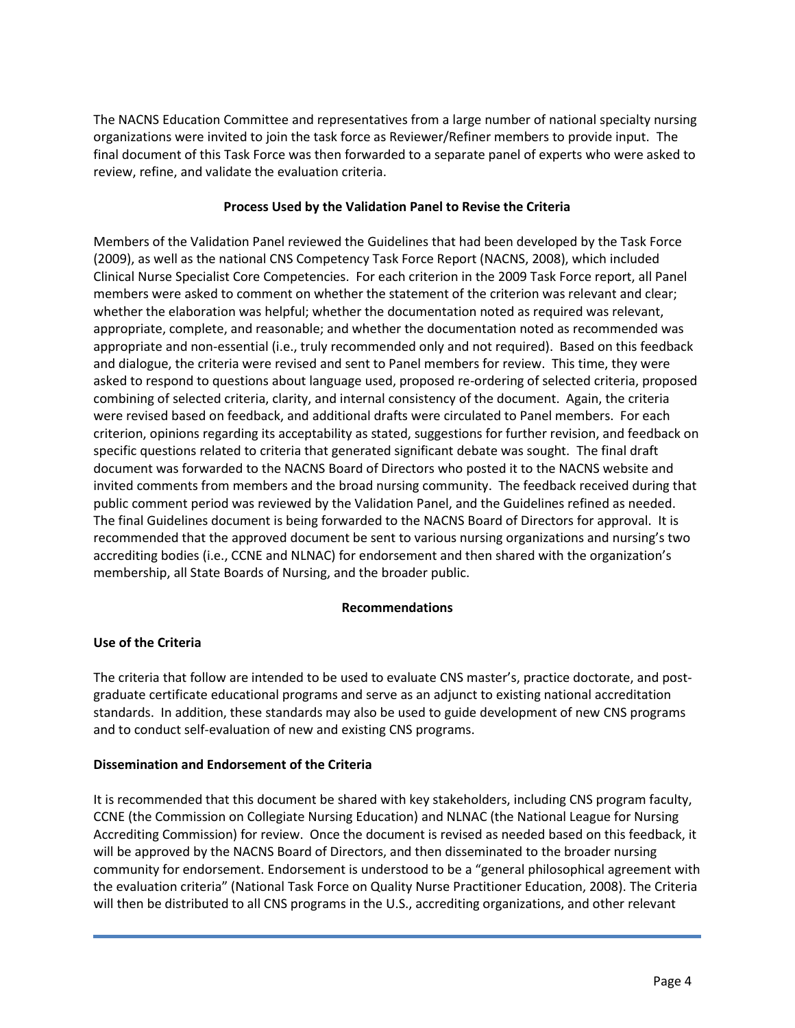The NACNS Education Committee and representatives from a large number of national specialty nursing organizations were invited to join the task force as Reviewer/Refiner members to provide input. The final document of this Task Force was then forwarded to a separate panel of experts who were asked to review, refine, and validate the evaluation criteria.

### Process Used by the Validation Panel to Revise the Criteria

Members of the Validation Panel reviewed the Guidelines that had been developed by the Task Force (2009), as well as the national CNS Competency Task Force Report (NACNS, 2008), which included Clinical Nurse Specialist Core Competencies. For each criterion in the 2009 Task Force report, all Panel members were asked to comment on whether the statement of the criterion was relevant and clear; whether the elaboration was helpful; whether the documentation noted as required was relevant, appropriate, complete, and reasonable; and whether the documentation noted as recommended was appropriate and non-essential (i.e., truly recommended only and not required). Based on this feedback and dialogue, the criteria were revised and sent to Panel members for review. This time, they were asked to respond to questions about language used, proposed re-ordering of selected criteria, proposed combining of selected criteria, clarity, and internal consistency of the document. Again, the criteria were revised based on feedback, and additional drafts were circulated to Panel members. For each criterion, opinions regarding its acceptability as stated, suggestions for further revision, and feedback on specific questions related to criteria that generated significant debate was sought. The final draft document was forwarded to the NACNS Board of Directors who posted it to the NACNS website and invited comments from members and the broad nursing community. The feedback received during that public comment period was reviewed by the Validation Panel, and the Guidelines refined as needed. The final Guidelines document is being forwarded to the NACNS Board of Directors for approval. It is recommended that the approved document be sent to various nursing organizations and nursing's two accrediting bodies (i.e., CCNE and NLNAC) for endorsement and then shared with the organization's membership, all State Boards of Nursing, and the broader public.

## Recommendations

### Use of the Criteria

The criteria that follow are intended to be used to evaluate CNS master's, practice doctorate, and post-graduate certificate educational programs and serve as an adjunct to existing national accreditation standards. In addition, these standards may also be used to guide development of new CNS programs and to conduct self-evaluation of new and existing CNS programs.

### Dissemination and Endorsement of the Criteria

It is recommended that this document be shared with key stakeholders, including CNS program faculty, CCNE (the Commission on Collegiate Nursing Education) and NLNAC (the National League for Nursing Accrediting Commission) for review. Once the document is revised as needed based on this feedback, it will be approved by the NACNS Board of Directors, and then disseminated to the broader nursing community for endorsement. Endorsement is understood to be a "general philosophical agreement with the evaluation criteria" (National Task Force on Quality Nurse Practitioner Education, 2008). The Criteria will then be distributed to all CNS programs in the U.S., accrediting organizations, and other relevant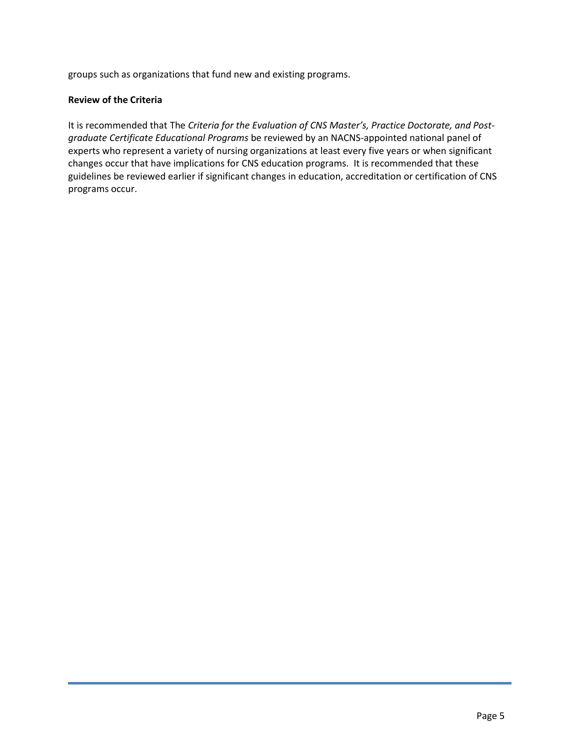groups such as organizations that fund new and existing programs.

**Review of the Criteria**

It is recommended that The *Criteria for the Evaluation of CNS Master's, Practice Doctorate, and Post-graduate Certificate Educational Programs* be reviewed by an NACNS-appointed national panel of experts who represent a variety of nursing organizations at least every five years or when significant changes occur that have implications for CNS education programs. It is recommended that these guidelines be reviewed earlier if significant changes in education, accreditation or certification of CNS programs occur.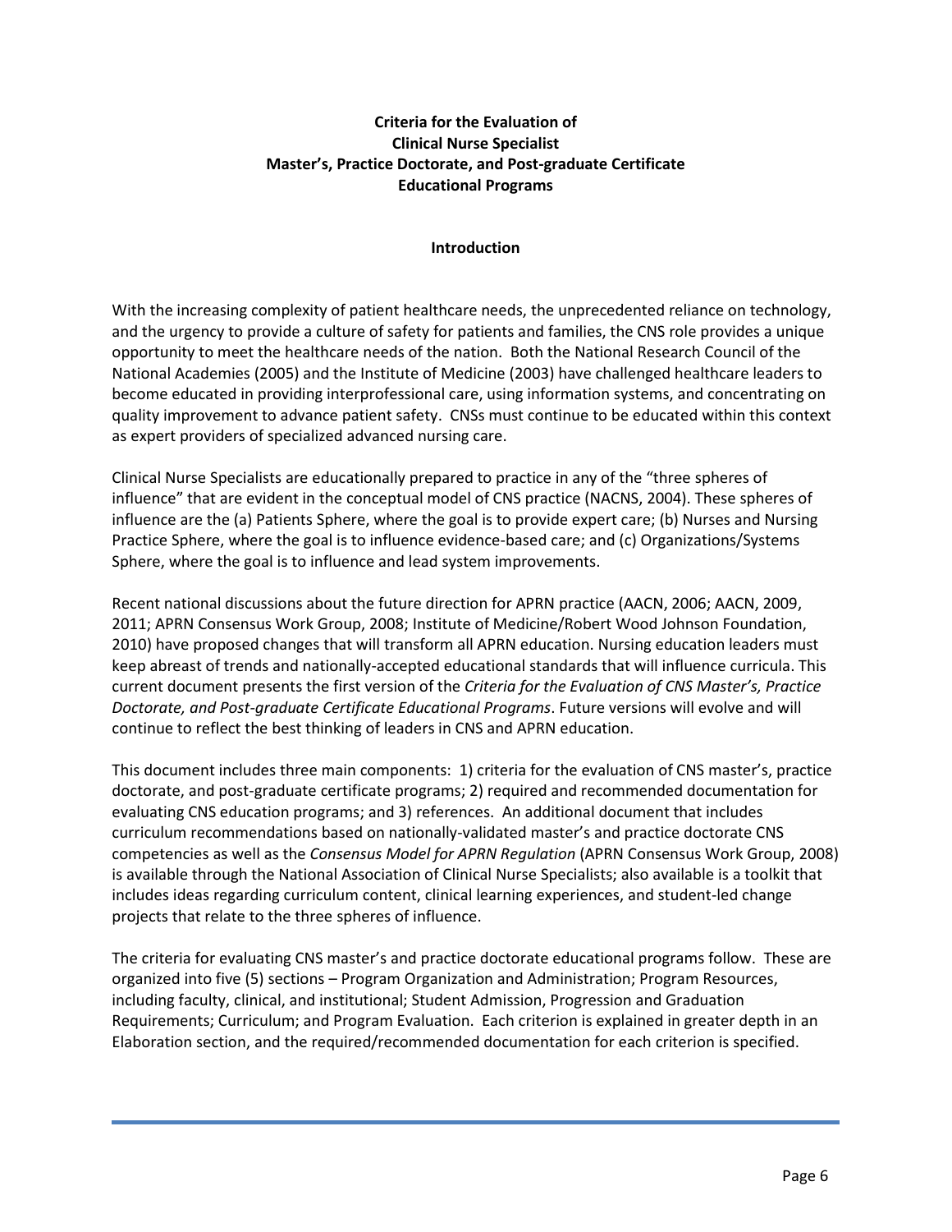# Criteria for the Evaluation of Clinical Nurse Specialist Master's, Practice Doctorate, and Post-graduate Certificate Educational Programs

## Introduction

With the increasing complexity of patient healthcare needs, the unprecedented reliance on technology, and the urgency to provide a culture of safety for patients and families, the CNS role provides a unique opportunity to meet the healthcare needs of the nation. Both the National Research Council of the National Academies (2005) and the Institute of Medicine (2003) have challenged healthcare leaders to become educated in providing interprofessional care, using information systems, and concentrating on quality improvement to advance patient safety. CNSs must continue to be educated within this context as expert providers of specialized advanced nursing care.

Clinical Nurse Specialists are educationally prepared to practice in any of the "three spheres of influence" that are evident in the conceptual model of CNS practice (NACNS, 2004). These spheres of influence are the (a) Patients Sphere, where the goal is to provide expert care; (b) Nurses and Nursing Practice Sphere, where the goal is to influence evidence-based care; and (c) Organizations/Systems Sphere, where the goal is to influence and lead system improvements.

Recent national discussions about the future direction for APRN practice (AACN, 2006; AACN, 2009, 2011; APRN Consensus Work Group, 2008; Institute of Medicine/Robert Wood Johnson Foundation, 2010) have proposed changes that will transform all APRN education. Nursing education leaders must keep abreast of trends and nationally-accepted educational standards that will influence curricula. This current document presents the first version of the *Criteria for the Evaluation of CNS Master's, Practice Doctorate, and Post-graduate Certificate Educational Programs*. Future versions will evolve and will continue to reflect the best thinking of leaders in CNS and APRN education.

This document includes three main components: 1) criteria for the evaluation of CNS master's, practice doctorate, and post-graduate certificate programs; 2) required and recommended documentation for evaluating CNS education programs; and 3) references. An additional document that includes curriculum recommendations based on nationally-validated master's and practice doctorate CNS competencies as well as the *Consensus Model for APRN Regulation* (APRN Consensus Work Group, 2008) is available through the National Association of Clinical Nurse Specialists; also available is a toolkit that includes ideas regarding curriculum content, clinical learning experiences, and student-led change projects that relate to the three spheres of influence.

The criteria for evaluating CNS master's and practice doctorate educational programs follow. These are organized into five (5) sections – Program Organization and Administration; Program Resources, including faculty, clinical, and institutional; Student Admission, Progression and Graduation Requirements; Curriculum; and Program Evaluation. Each criterion is explained in greater depth in an Elaboration section, and the required/recommended documentation for each criterion is specified.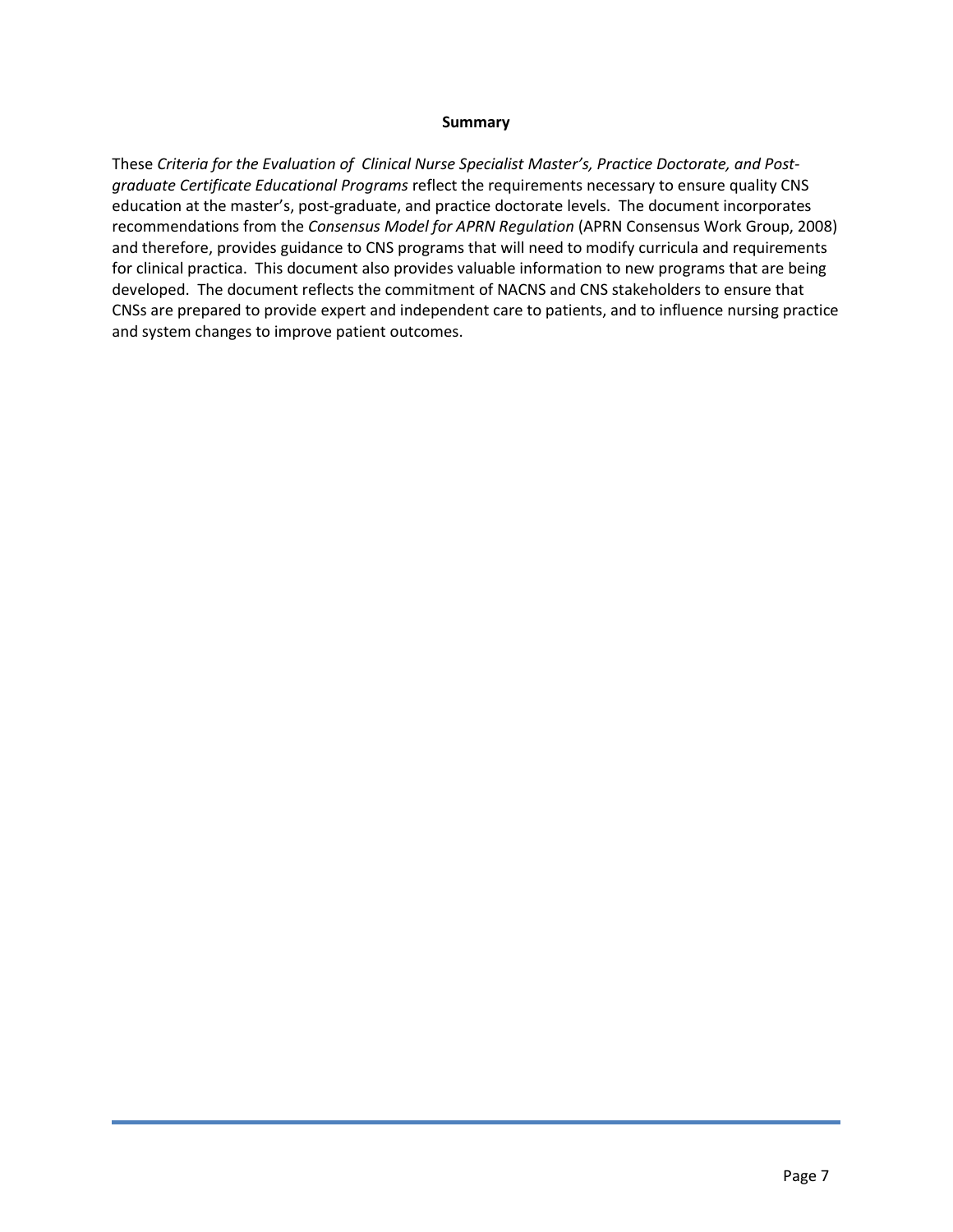## Summary

These *Criteria for the Evaluation of Clinical Nurse Specialist Master's, Practice Doctorate, and Post-graduate Certificate Educational Programs* reflect the requirements necessary to ensure quality CNS education at the master's, post-graduate, and practice doctorate levels. The document incorporates recommendations from the *Consensus Model for APRN Regulation* (APRN Consensus Work Group, 2008) and therefore, provides guidance to CNS programs that will need to modify curricula and requirements for clinical practica. This document also provides valuable information to new programs that are being developed. The document reflects the commitment of NACNS and CNS stakeholders to ensure that CNSs are prepared to provide expert and independent care to patients, and to influence nursing practice and system changes to improve patient outcomes.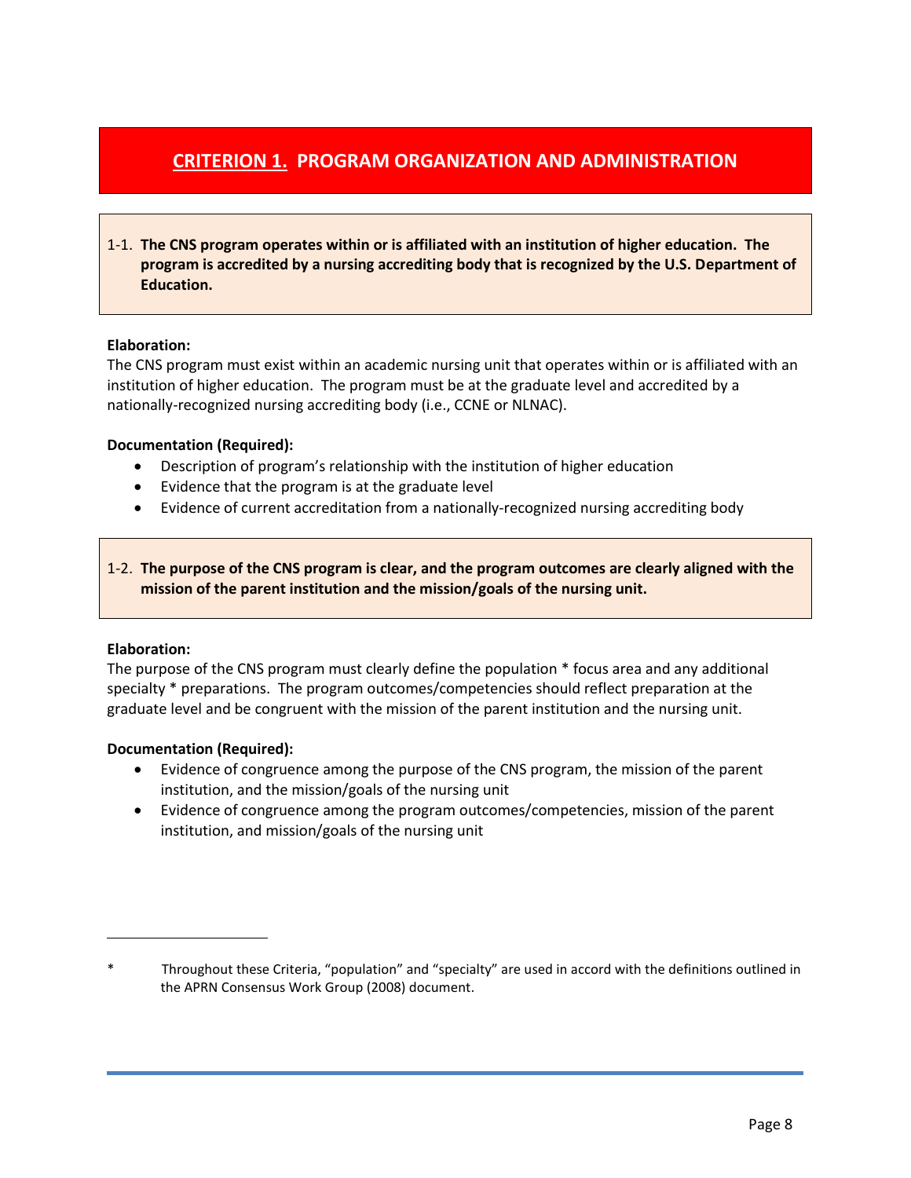# CRITERION 1. PROGRAM ORGANIZATION AND ADMINISTRATION

1-1. **The CNS program operates within or is affiliated with an institution of higher education. The program is accredited by a nursing accrediting body that is recognized by the U.S. Department of Education.**

**Elaboration:**
The CNS program must exist within an academic nursing unit that operates within or is affiliated with an institution of higher education. The program must be at the graduate level and accredited by a nationally-recognized nursing accrediting body (i.e., CCNE or NLNAC).

**Documentation (Required):**

- Description of program's relationship with the institution of higher education
- Evidence that the program is at the graduate level
- Evidence of current accreditation from a nationally-recognized nursing accrediting body

1-2. **The purpose of the CNS program is clear, and the program outcomes are clearly aligned with the mission of the parent institution and the mission/goals of the nursing unit.**

**Elaboration:**
The purpose of the CNS program must clearly define the population * focus area and any additional specialty * preparations. The program outcomes/competencies should reflect preparation at the graduate level and be congruent with the mission of the parent institution and the nursing unit.

**Documentation (Required):**

- Evidence of congruence among the purpose of the CNS program, the mission of the parent institution, and the mission/goals of the nursing unit
- Evidence of congruence among the program outcomes/competencies, mission of the parent institution, and mission/goals of the nursing unit

---

* Throughout these Criteria, "population" and "specialty" are used in accord with the definitions outlined in the APRN Consensus Work Group (2008) document.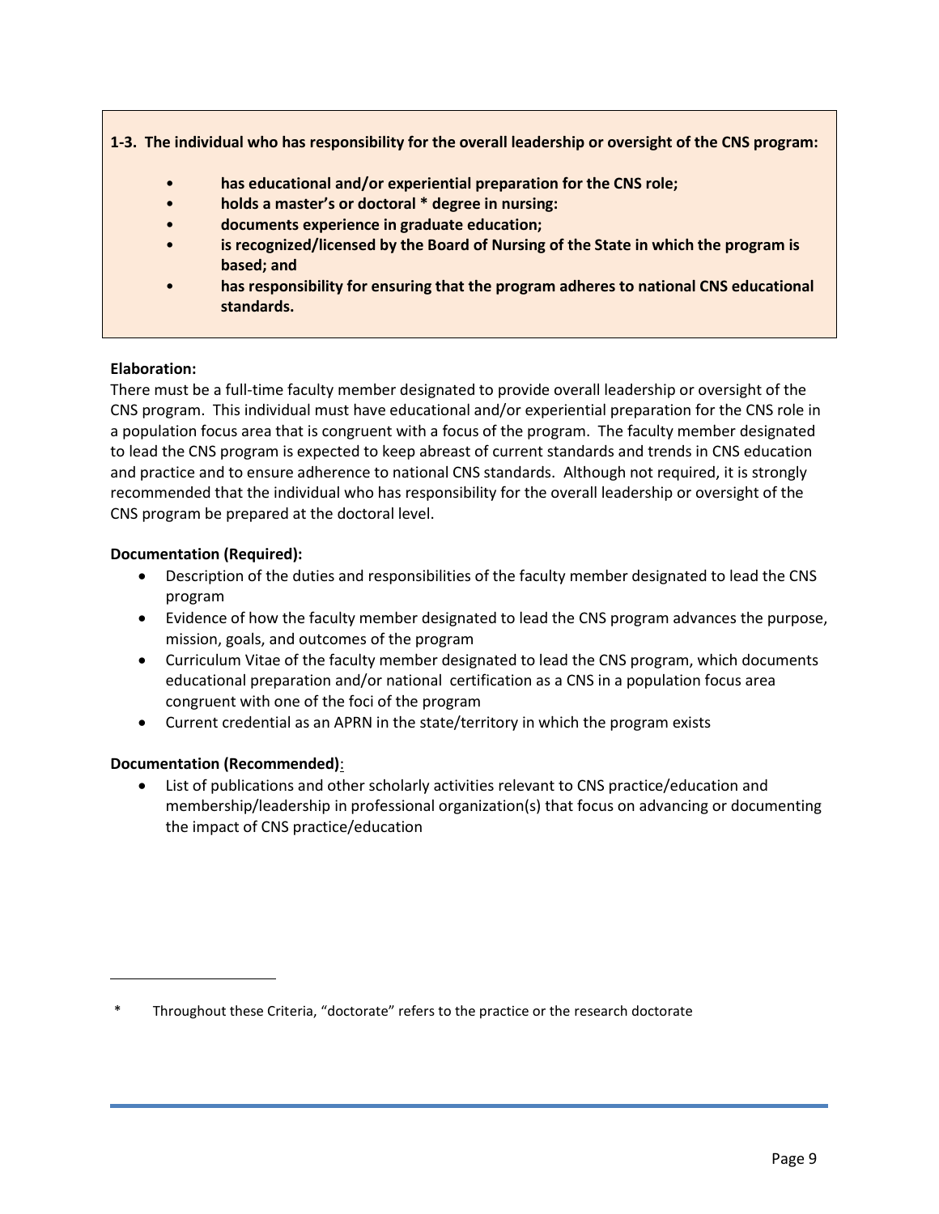**1-3. The individual who has responsibility for the overall leadership or oversight of the CNS program:**

- **has educational and/or experiential preparation for the CNS role;**
- **holds a master's or doctoral * degree in nursing:**
- **documents experience in graduate education;**
- **is recognized/licensed by the Board of Nursing of the State in which the program is based; and**
- **has responsibility for ensuring that the program adheres to national CNS educational standards.**

**Elaboration:**
There must be a full-time faculty member designated to provide overall leadership or oversight of the CNS program. This individual must have educational and/or experiential preparation for the CNS role in a population focus area that is congruent with a focus of the program. The faculty member designated to lead the CNS program is expected to keep abreast of current standards and trends in CNS education and practice and to ensure adherence to national CNS standards. Although not required, it is strongly recommended that the individual who has responsibility for the overall leadership or oversight of the CNS program be prepared at the doctoral level.

**Documentation (Required):**

- Description of the duties and responsibilities of the faculty member designated to lead the CNS program
- Evidence of how the faculty member designated to lead the CNS program advances the purpose, mission, goals, and outcomes of the program
- Curriculum Vitae of the faculty member designated to lead the CNS program, which documents educational preparation and/or national certification as a CNS in a population focus area congruent with one of the foci of the program
- Current credential as an APRN in the state/territory in which the program exists

**Documentation (Recommended)**:

- List of publications and other scholarly activities relevant to CNS practice/education and membership/leadership in professional organization(s) that focus on advancing or documenting the impact of CNS practice/education

---

* Throughout these Criteria, "doctorate" refers to the practice or the research doctorate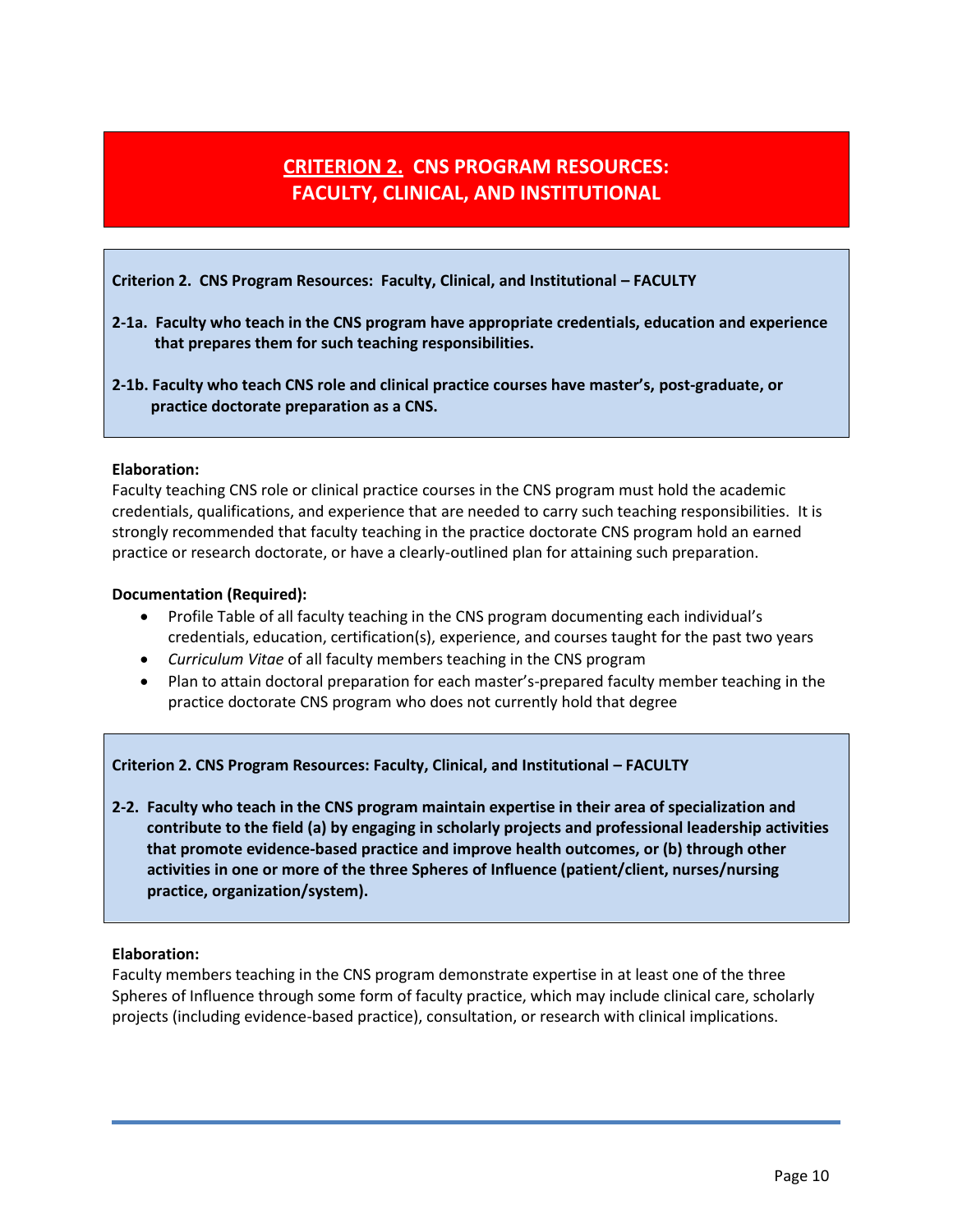# CRITERION 2. CNS PROGRAM RESOURCES: FACULTY, CLINICAL, AND INSTITUTIONAL

**Criterion 2. CNS Program Resources: Faculty, Clinical, and Institutional – FACULTY**

**2-1a. Faculty who teach in the CNS program have appropriate credentials, education and experience that prepares them for such teaching responsibilities.**

**2-1b. Faculty who teach CNS role and clinical practice courses have master's, post-graduate, or practice doctorate preparation as a CNS.**

**Elaboration:**
Faculty teaching CNS role or clinical practice courses in the CNS program must hold the academic credentials, qualifications, and experience that are needed to carry such teaching responsibilities. It is strongly recommended that faculty teaching in the practice doctorate CNS program hold an earned practice or research doctorate, or have a clearly-outlined plan for attaining such preparation.

**Documentation (Required):**

- Profile Table of all faculty teaching in the CNS program documenting each individual's credentials, education, certification(s), experience, and courses taught for the past two years
- *Curriculum Vitae* of all faculty members teaching in the CNS program
- Plan to attain doctoral preparation for each master's-prepared faculty member teaching in the practice doctorate CNS program who does not currently hold that degree

**Criterion 2. CNS Program Resources: Faculty, Clinical, and Institutional – FACULTY**

**2-2. Faculty who teach in the CNS program maintain expertise in their area of specialization and contribute to the field (a) by engaging in scholarly projects and professional leadership activities that promote evidence-based practice and improve health outcomes, or (b) through other activities in one or more of the three Spheres of Influence (patient/client, nurses/nursing practice, organization/system).**

**Elaboration:**
Faculty members teaching in the CNS program demonstrate expertise in at least one of the three Spheres of Influence through some form of faculty practice, which may include clinical care, scholarly projects (including evidence-based practice), consultation, or research with clinical implications.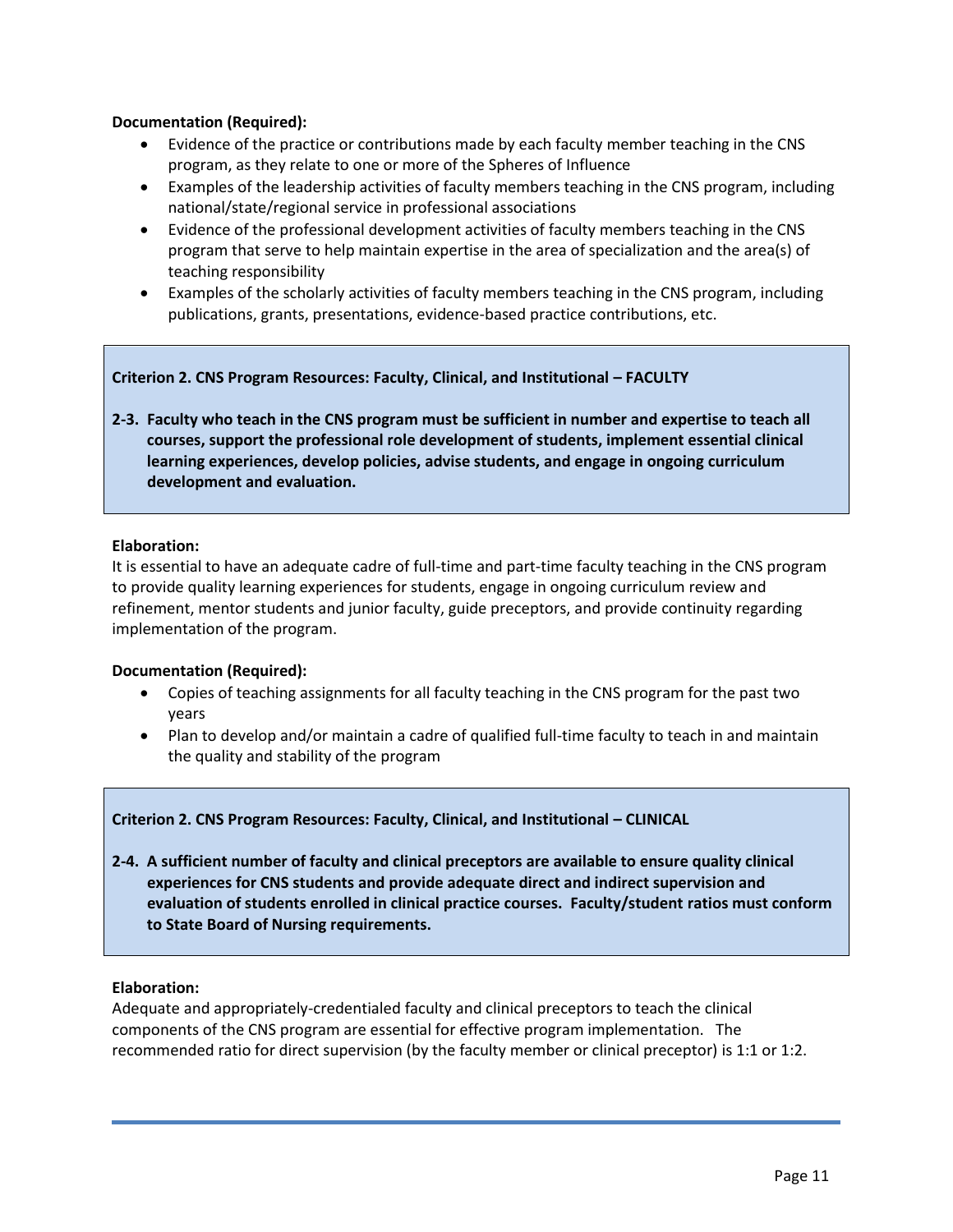**Documentation (Required):**

- Evidence of the practice or contributions made by each faculty member teaching in the CNS program, as they relate to one or more of the Spheres of Influence
- Examples of the leadership activities of faculty members teaching in the CNS program, including national/state/regional service in professional associations
- Evidence of the professional development activities of faculty members teaching in the CNS program that serve to help maintain expertise in the area of specialization and the area(s) of teaching responsibility
- Examples of the scholarly activities of faculty members teaching in the CNS program, including publications, grants, presentations, evidence-based practice contributions, etc.

**Criterion 2. CNS Program Resources: Faculty, Clinical, and Institutional – FACULTY**

**2-3. Faculty who teach in the CNS program must be sufficient in number and expertise to teach all courses, support the professional role development of students, implement essential clinical learning experiences, develop policies, advise students, and engage in ongoing curriculum development and evaluation.**

**Elaboration:**

It is essential to have an adequate cadre of full-time and part-time faculty teaching in the CNS program to provide quality learning experiences for students, engage in ongoing curriculum review and refinement, mentor students and junior faculty, guide preceptors, and provide continuity regarding implementation of the program.

**Documentation (Required):**

- Copies of teaching assignments for all faculty teaching in the CNS program for the past two years
- Plan to develop and/or maintain a cadre of qualified full-time faculty to teach in and maintain the quality and stability of the program

**Criterion 2. CNS Program Resources: Faculty, Clinical, and Institutional – CLINICAL**

**2-4. A sufficient number of faculty and clinical preceptors are available to ensure quality clinical experiences for CNS students and provide adequate direct and indirect supervision and evaluation of students enrolled in clinical practice courses. Faculty/student ratios must conform to State Board of Nursing requirements.**

**Elaboration:**

Adequate and appropriately-credentialed faculty and clinical preceptors to teach the clinical components of the CNS program are essential for effective program implementation. The recommended ratio for direct supervision (by the faculty member or clinical preceptor) is 1:1 or 1:2.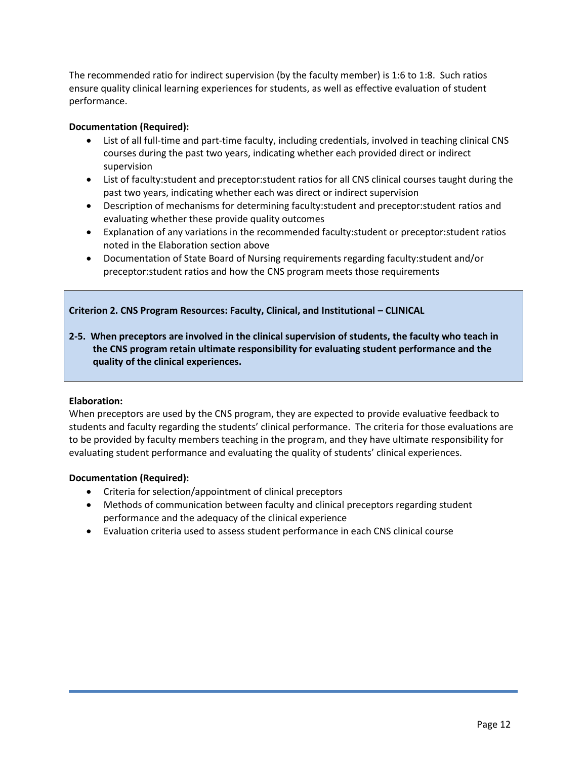The recommended ratio for indirect supervision (by the faculty member) is 1:6 to 1:8. Such ratios ensure quality clinical learning experiences for students, as well as effective evaluation of student performance.

**Documentation (Required):**

- List of all full-time and part-time faculty, including credentials, involved in teaching clinical CNS courses during the past two years, indicating whether each provided direct or indirect supervision
- List of faculty:student and preceptor:student ratios for all CNS clinical courses taught during the past two years, indicating whether each was direct or indirect supervision
- Description of mechanisms for determining faculty:student and preceptor:student ratios and evaluating whether these provide quality outcomes
- Explanation of any variations in the recommended faculty:student or preceptor:student ratios noted in the Elaboration section above
- Documentation of State Board of Nursing requirements regarding faculty:student and/or preceptor:student ratios and how the CNS program meets those requirements

**Criterion 2. CNS Program Resources: Faculty, Clinical, and Institutional – CLINICAL**

**2-5. When preceptors are involved in the clinical supervision of students, the faculty who teach in the CNS program retain ultimate responsibility for evaluating student performance and the quality of the clinical experiences.**

**Elaboration:**

When preceptors are used by the CNS program, they are expected to provide evaluative feedback to students and faculty regarding the students' clinical performance. The criteria for those evaluations are to be provided by faculty members teaching in the program, and they have ultimate responsibility for evaluating student performance and evaluating the quality of students' clinical experiences.

**Documentation (Required):**

- Criteria for selection/appointment of clinical preceptors
- Methods of communication between faculty and clinical preceptors regarding student performance and the adequacy of the clinical experience
- Evaluation criteria used to assess student performance in each CNS clinical course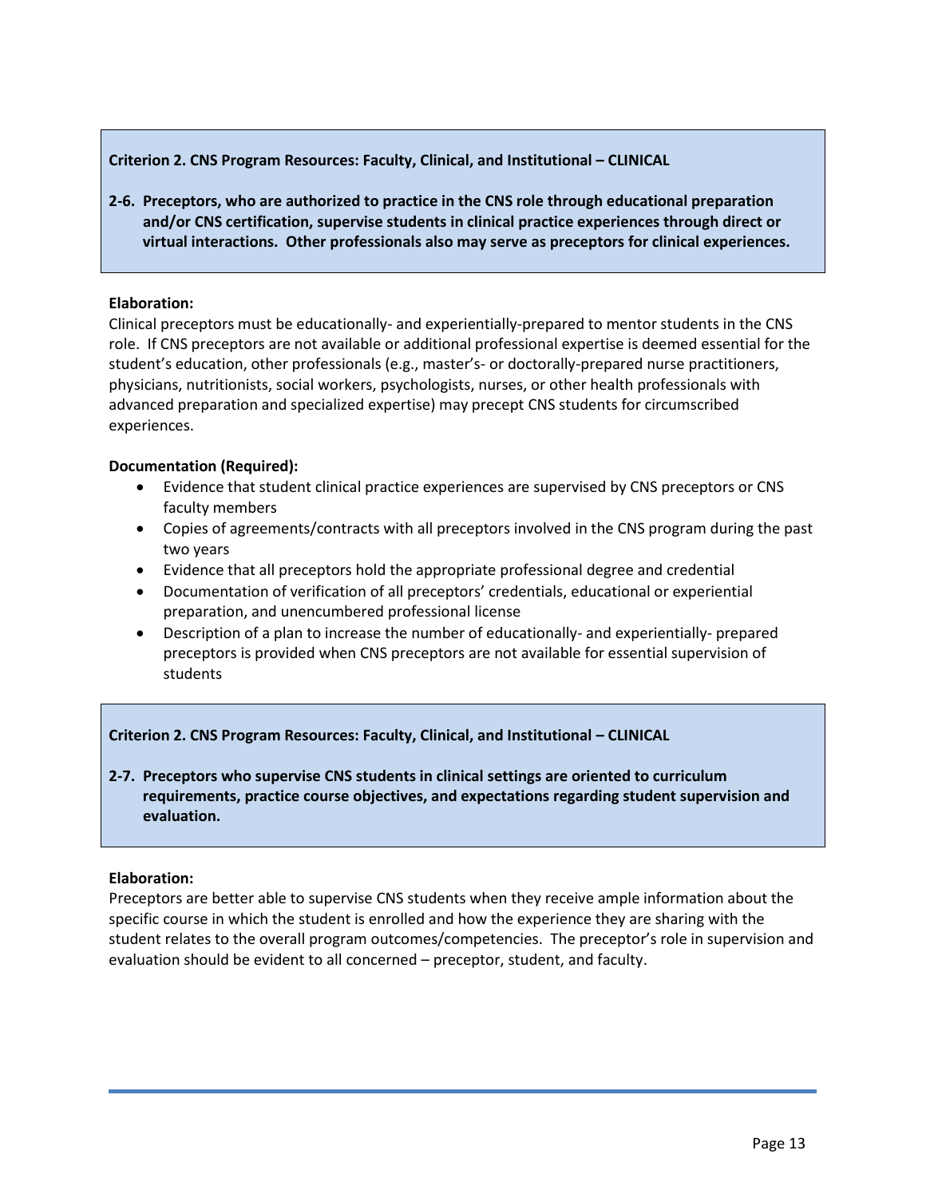**Criterion 2. CNS Program Resources: Faculty, Clinical, and Institutional – CLINICAL**

**2-6. Preceptors, who are authorized to practice in the CNS role through educational preparation and/or CNS certification, supervise students in clinical practice experiences through direct or virtual interactions. Other professionals also may serve as preceptors for clinical experiences.**

**Elaboration:**
Clinical preceptors must be educationally- and experientially-prepared to mentor students in the CNS role. If CNS preceptors are not available or additional professional expertise is deemed essential for the student's education, other professionals (e.g., master's- or doctorally-prepared nurse practitioners, physicians, nutritionists, social workers, psychologists, nurses, or other health professionals with advanced preparation and specialized expertise) may precept CNS students for circumscribed experiences.

**Documentation (Required):**

- Evidence that student clinical practice experiences are supervised by CNS preceptors or CNS faculty members
- Copies of agreements/contracts with all preceptors involved in the CNS program during the past two years
- Evidence that all preceptors hold the appropriate professional degree and credential
- Documentation of verification of all preceptors' credentials, educational or experiential preparation, and unencumbered professional license
- Description of a plan to increase the number of educationally- and experientially- prepared preceptors is provided when CNS preceptors are not available for essential supervision of students

**Criterion 2. CNS Program Resources: Faculty, Clinical, and Institutional – CLINICAL**

**2-7. Preceptors who supervise CNS students in clinical settings are oriented to curriculum requirements, practice course objectives, and expectations regarding student supervision and evaluation.**

**Elaboration:**
Preceptors are better able to supervise CNS students when they receive ample information about the specific course in which the student is enrolled and how the experience they are sharing with the student relates to the overall program outcomes/competencies. The preceptor's role in supervision and evaluation should be evident to all concerned – preceptor, student, and faculty.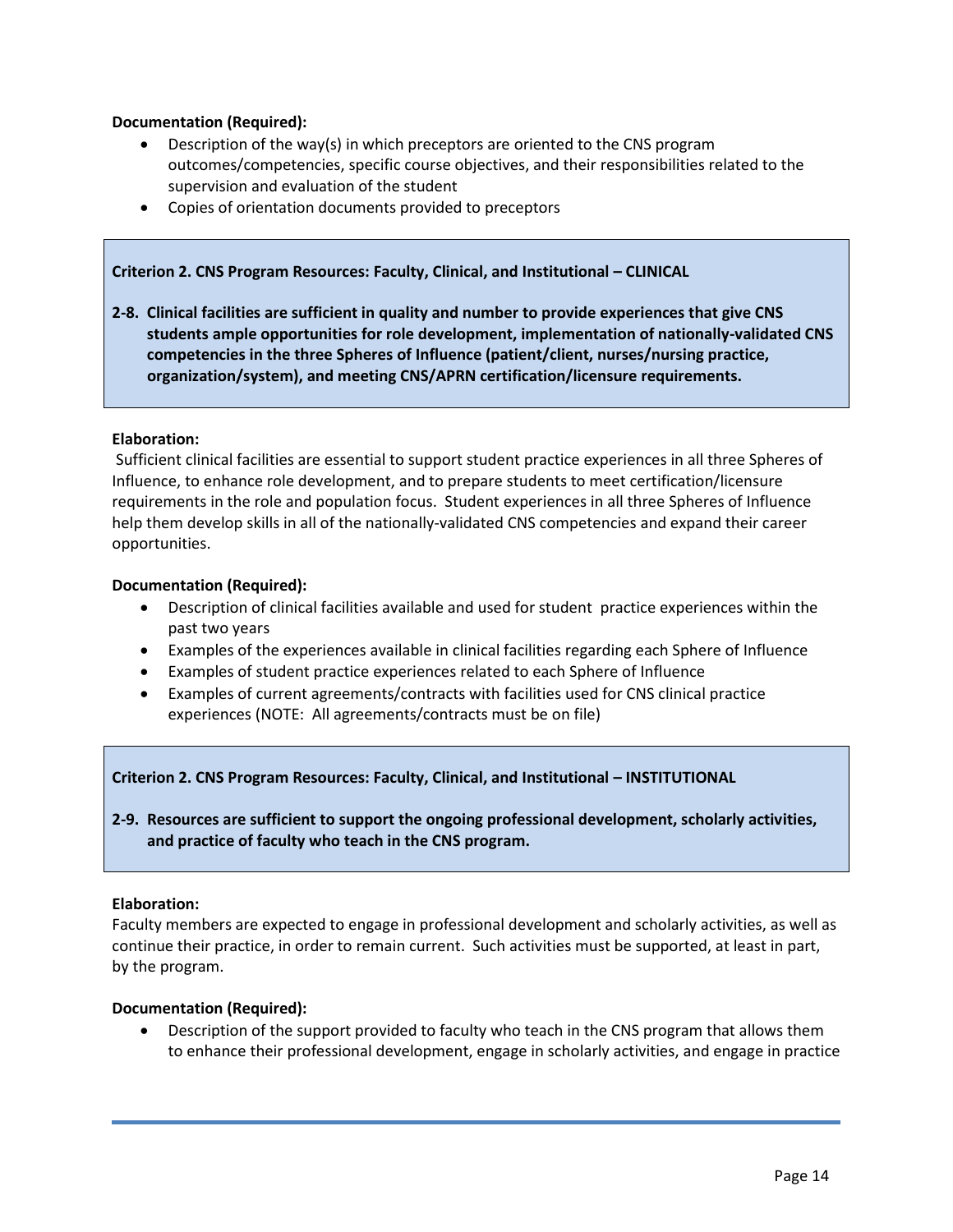**Documentation (Required):**

- Description of the way(s) in which preceptors are oriented to the CNS program outcomes/competencies, specific course objectives, and their responsibilities related to the supervision and evaluation of the student
- Copies of orientation documents provided to preceptors

**Criterion 2. CNS Program Resources: Faculty, Clinical, and Institutional – CLINICAL**

**2-8. Clinical facilities are sufficient in quality and number to provide experiences that give CNS students ample opportunities for role development, implementation of nationally-validated CNS competencies in the three Spheres of Influence (patient/client, nurses/nursing practice, organization/system), and meeting CNS/APRN certification/licensure requirements.**

**Elaboration:**

Sufficient clinical facilities are essential to support student practice experiences in all three Spheres of Influence, to enhance role development, and to prepare students to meet certification/licensure requirements in the role and population focus. Student experiences in all three Spheres of Influence help them develop skills in all of the nationally-validated CNS competencies and expand their career opportunities.

**Documentation (Required):**

- Description of clinical facilities available and used for student practice experiences within the past two years
- Examples of the experiences available in clinical facilities regarding each Sphere of Influence
- Examples of student practice experiences related to each Sphere of Influence
- Examples of current agreements/contracts with facilities used for CNS clinical practice experiences (NOTE: All agreements/contracts must be on file)

**Criterion 2. CNS Program Resources: Faculty, Clinical, and Institutional – INSTITUTIONAL**

**2-9. Resources are sufficient to support the ongoing professional development, scholarly activities, and practice of faculty who teach in the CNS program.**

**Elaboration:**

Faculty members are expected to engage in professional development and scholarly activities, as well as continue their practice, in order to remain current. Such activities must be supported, at least in part, by the program.

**Documentation (Required):**

- Description of the support provided to faculty who teach in the CNS program that allows them to enhance their professional development, engage in scholarly activities, and engage in practice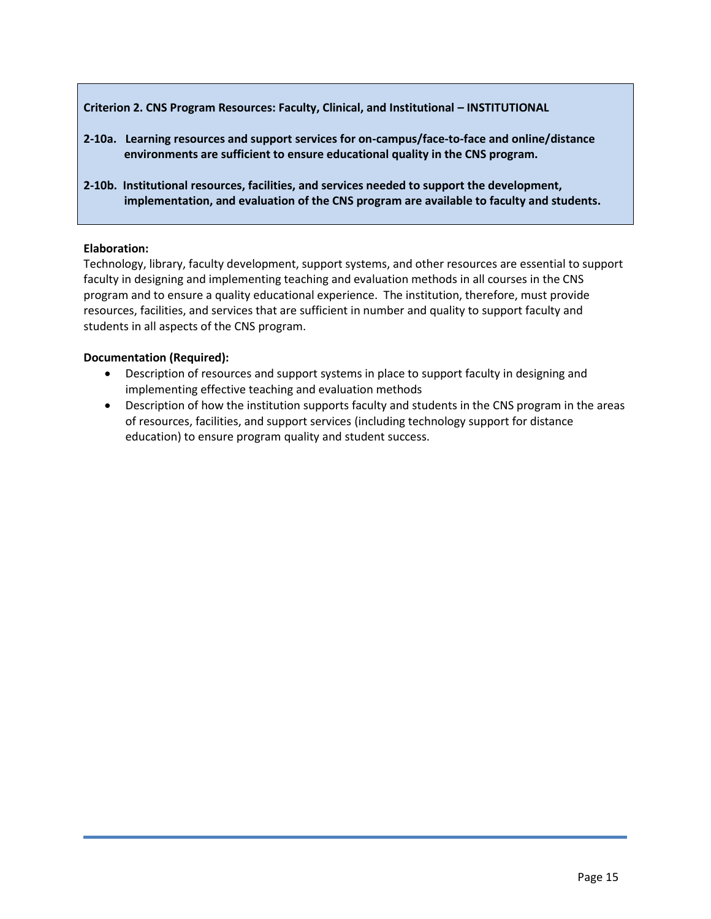**Criterion 2. CNS Program Resources: Faculty, Clinical, and Institutional – INSTITUTIONAL**

**2-10a. Learning resources and support services for on-campus/face-to-face and online/distance environments are sufficient to ensure educational quality in the CNS program.**

**2-10b. Institutional resources, facilities, and services needed to support the development, implementation, and evaluation of the CNS program are available to faculty and students.**

**Elaboration:**
Technology, library, faculty development, support systems, and other resources are essential to support faculty in designing and implementing teaching and evaluation methods in all courses in the CNS program and to ensure a quality educational experience. The institution, therefore, must provide resources, facilities, and services that are sufficient in number and quality to support faculty and students in all aspects of the CNS program.

**Documentation (Required):**

- Description of resources and support systems in place to support faculty in designing and implementing effective teaching and evaluation methods
- Description of how the institution supports faculty and students in the CNS program in the areas of resources, facilities, and support services (including technology support for distance education) to ensure program quality and student success.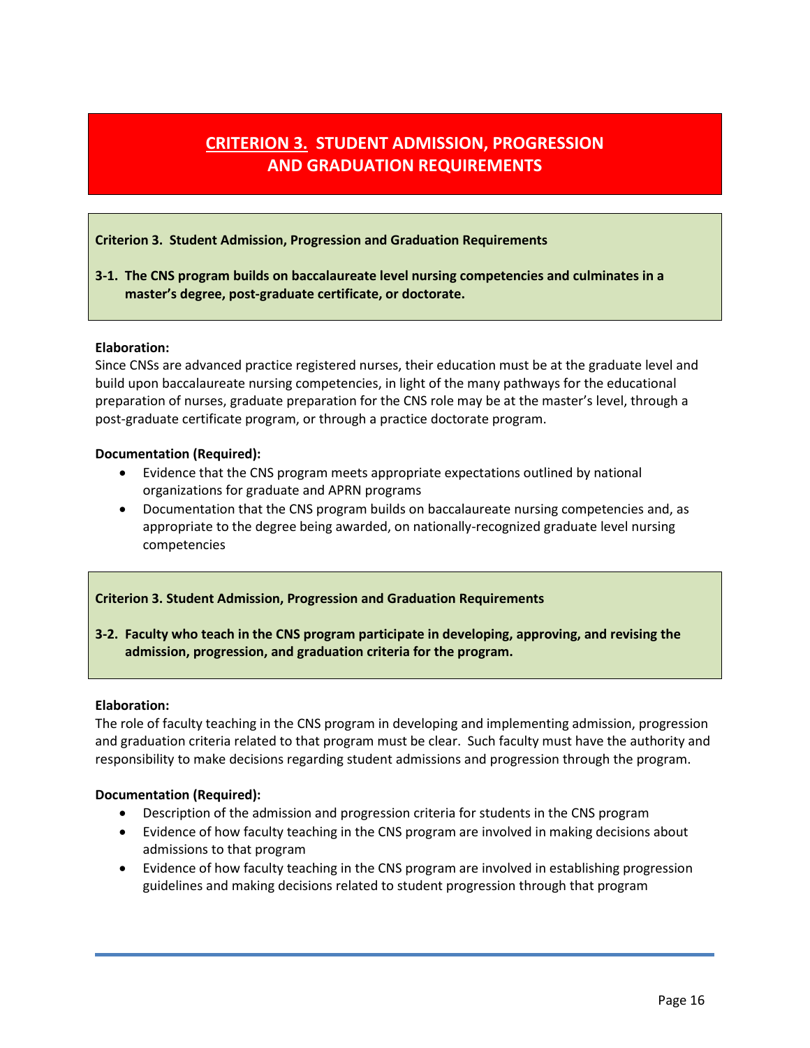# CRITERION 3. STUDENT ADMISSION, PROGRESSION AND GRADUATION REQUIREMENTS

**Criterion 3. Student Admission, Progression and Graduation Requirements**

**3-1. The CNS program builds on baccalaureate level nursing competencies and culminates in a master's degree, post-graduate certificate, or doctorate.**

**Elaboration:**
Since CNSs are advanced practice registered nurses, their education must be at the graduate level and build upon baccalaureate nursing competencies, in light of the many pathways for the educational preparation of nurses, graduate preparation for the CNS role may be at the master's level, through a post-graduate certificate program, or through a practice doctorate program.

**Documentation (Required):**

- Evidence that the CNS program meets appropriate expectations outlined by national organizations for graduate and APRN programs
- Documentation that the CNS program builds on baccalaureate nursing competencies and, as appropriate to the degree being awarded, on nationally-recognized graduate level nursing competencies

**Criterion 3. Student Admission, Progression and Graduation Requirements**

**3-2. Faculty who teach in the CNS program participate in developing, approving, and revising the admission, progression, and graduation criteria for the program.**

**Elaboration:**
The role of faculty teaching in the CNS program in developing and implementing admission, progression and graduation criteria related to that program must be clear. Such faculty must have the authority and responsibility to make decisions regarding student admissions and progression through the program.

**Documentation (Required):**

- Description of the admission and progression criteria for students in the CNS program
- Evidence of how faculty teaching in the CNS program are involved in making decisions about admissions to that program
- Evidence of how faculty teaching in the CNS program are involved in establishing progression guidelines and making decisions related to student progression through that program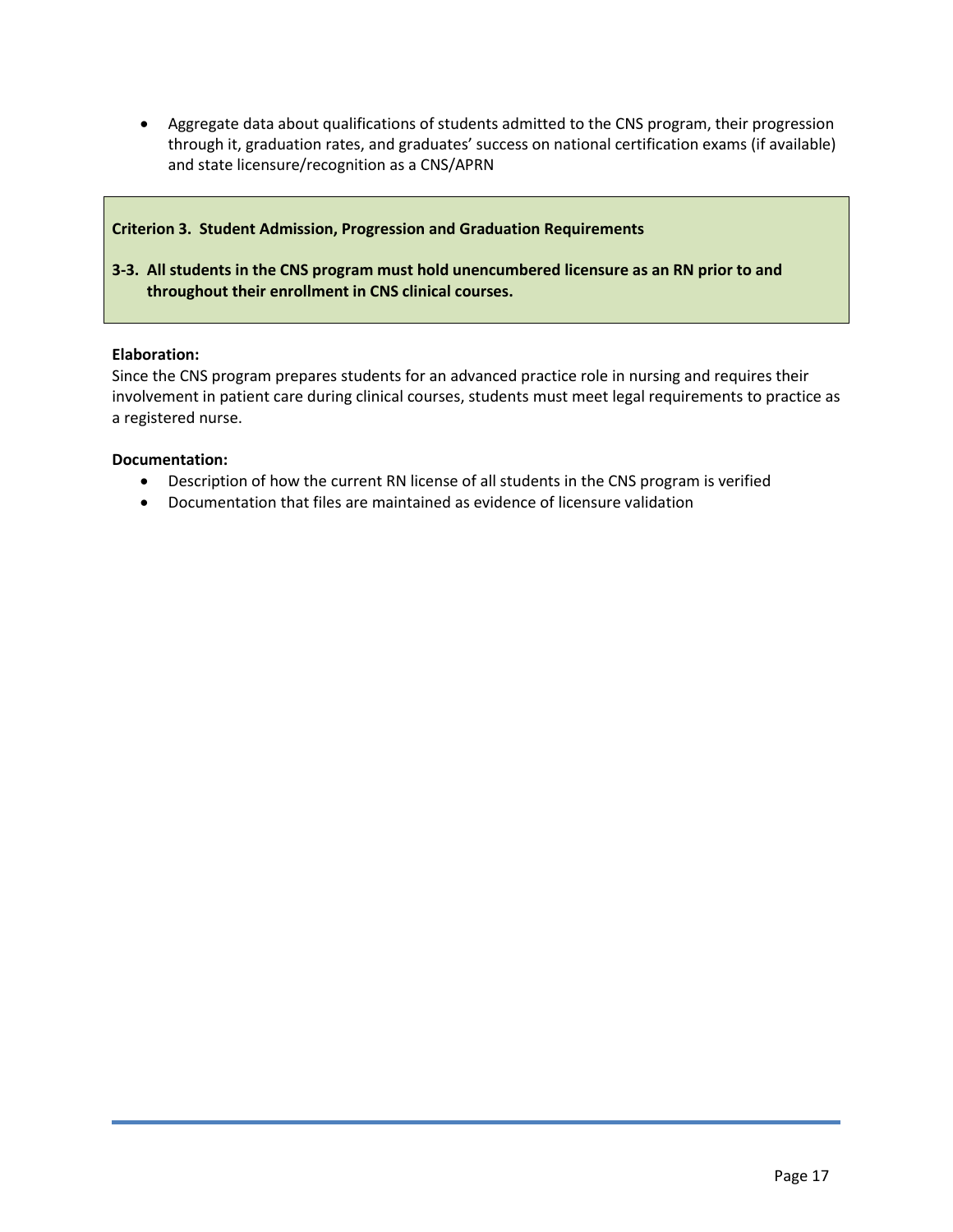- Aggregate data about qualifications of students admitted to the CNS program, their progression through it, graduation rates, and graduates' success on national certification exams (if available) and state licensure/recognition as a CNS/APRN

**Criterion 3. Student Admission, Progression and Graduation Requirements**

**3-3. All students in the CNS program must hold unencumbered licensure as an RN prior to and throughout their enrollment in CNS clinical courses.**

**Elaboration:**
Since the CNS program prepares students for an advanced practice role in nursing and requires their involvement in patient care during clinical courses, students must meet legal requirements to practice as a registered nurse.

**Documentation:**

- Description of how the current RN license of all students in the CNS program is verified
- Documentation that files are maintained as evidence of licensure validation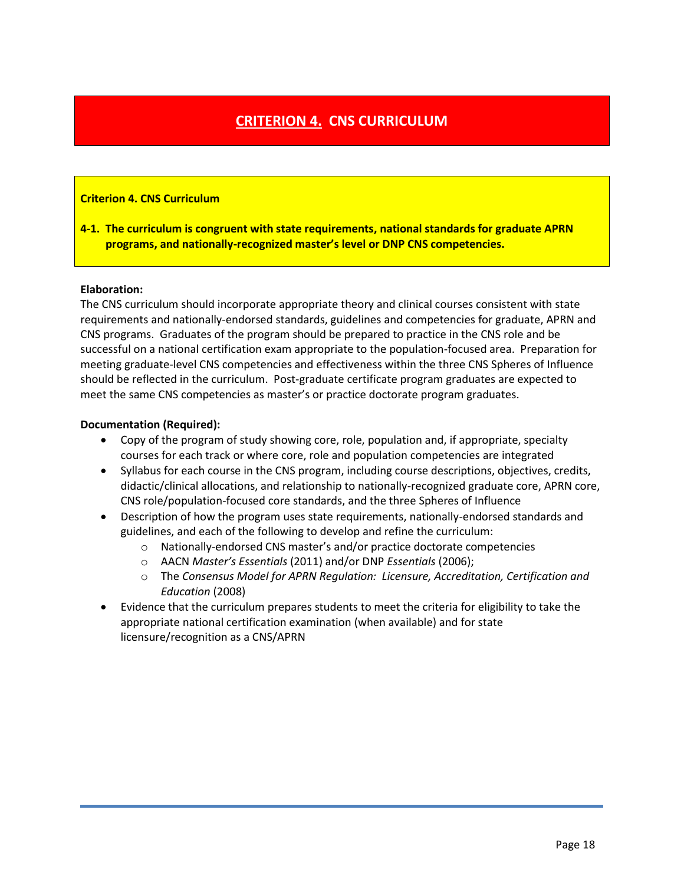# CRITERION 4. CNS CURRICULUM

**Criterion 4. CNS Curriculum**

**4-1. The curriculum is congruent with state requirements, national standards for graduate APRN programs, and nationally-recognized master's level or DNP CNS competencies.**

**Elaboration:**
The CNS curriculum should incorporate appropriate theory and clinical courses consistent with state requirements and nationally-endorsed standards, guidelines and competencies for graduate, APRN and CNS programs. Graduates of the program should be prepared to practice in the CNS role and be successful on a national certification exam appropriate to the population-focused area. Preparation for meeting graduate-level CNS competencies and effectiveness within the three CNS Spheres of Influence should be reflected in the curriculum. Post-graduate certificate program graduates are expected to meet the same CNS competencies as master's or practice doctorate program graduates.

**Documentation (Required):**

- Copy of the program of study showing core, role, population and, if appropriate, specialty courses for each track or where core, role and population competencies are integrated
- Syllabus for each course in the CNS program, including course descriptions, objectives, credits, didactic/clinical allocations, and relationship to nationally-recognized graduate core, APRN core, CNS role/population-focused core standards, and the three Spheres of Influence
- Description of how the program uses state requirements, nationally-endorsed standards and guidelines, and each of the following to develop and refine the curriculum:
  - Nationally-endorsed CNS master's and/or practice doctorate competencies
  - AACN *Master's Essentials* (2011) and/or DNP *Essentials* (2006);
  - The *Consensus Model for APRN Regulation: Licensure, Accreditation, Certification and Education* (2008)
- Evidence that the curriculum prepares students to meet the criteria for eligibility to take the appropriate national certification examination (when available) and for state licensure/recognition as a CNS/APRN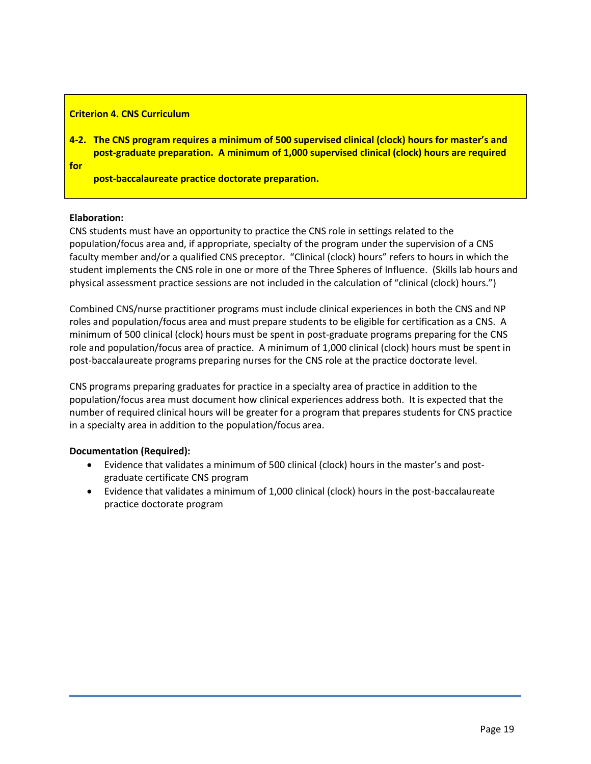**Criterion 4. CNS Curriculum**

**4-2. The CNS program requires a minimum of 500 supervised clinical (clock) hours for master's and post-graduate preparation. A minimum of 1,000 supervised clinical (clock) hours are required for post-baccalaureate practice doctorate preparation.**

**Elaboration:**

CNS students must have an opportunity to practice the CNS role in settings related to the population/focus area and, if appropriate, specialty of the program under the supervision of a CNS faculty member and/or a qualified CNS preceptor. "Clinical (clock) hours" refers to hours in which the student implements the CNS role in one or more of the Three Spheres of Influence. (Skills lab hours and physical assessment practice sessions are not included in the calculation of "clinical (clock) hours.")

Combined CNS/nurse practitioner programs must include clinical experiences in both the CNS and NP roles and population/focus area and must prepare students to be eligible for certification as a CNS. A minimum of 500 clinical (clock) hours must be spent in post-graduate programs preparing for the CNS role and population/focus area of practice. A minimum of 1,000 clinical (clock) hours must be spent in post-baccalaureate programs preparing nurses for the CNS role at the practice doctorate level.

CNS programs preparing graduates for practice in a specialty area of practice in addition to the population/focus area must document how clinical experiences address both. It is expected that the number of required clinical hours will be greater for a program that prepares students for CNS practice in a specialty area in addition to the population/focus area.

**Documentation (Required):**

- Evidence that validates a minimum of 500 clinical (clock) hours in the master's and post-graduate certificate CNS program
- Evidence that validates a minimum of 1,000 clinical (clock) hours in the post-baccalaureate practice doctorate program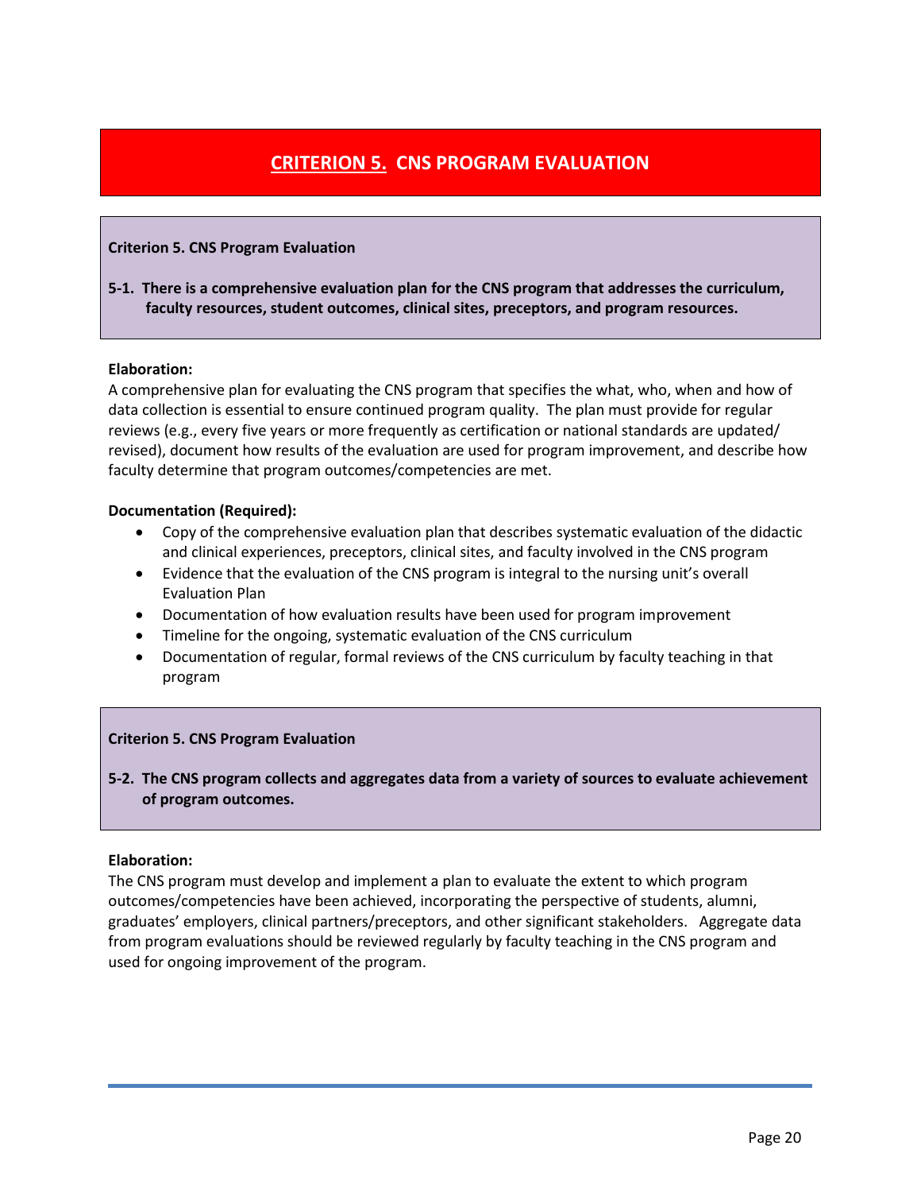# CRITERION 5. CNS PROGRAM EVALUATION

**Criterion 5. CNS Program Evaluation**

**5-1. There is a comprehensive evaluation plan for the CNS program that addresses the curriculum, faculty resources, student outcomes, clinical sites, preceptors, and program resources.**

**Elaboration:**
A comprehensive plan for evaluating the CNS program that specifies the what, who, when and how of data collection is essential to ensure continued program quality. The plan must provide for regular reviews (e.g., every five years or more frequently as certification or national standards are updated/ revised), document how results of the evaluation are used for program improvement, and describe how faculty determine that program outcomes/competencies are met.

**Documentation (Required):**

- Copy of the comprehensive evaluation plan that describes systematic evaluation of the didactic and clinical experiences, preceptors, clinical sites, and faculty involved in the CNS program
- Evidence that the evaluation of the CNS program is integral to the nursing unit's overall Evaluation Plan
- Documentation of how evaluation results have been used for program improvement
- Timeline for the ongoing, systematic evaluation of the CNS curriculum
- Documentation of regular, formal reviews of the CNS curriculum by faculty teaching in that program

**Criterion 5. CNS Program Evaluation**

**5-2. The CNS program collects and aggregates data from a variety of sources to evaluate achievement of program outcomes.**

**Elaboration:**
The CNS program must develop and implement a plan to evaluate the extent to which program outcomes/competencies have been achieved, incorporating the perspective of students, alumni, graduates' employers, clinical partners/preceptors, and other significant stakeholders. Aggregate data from program evaluations should be reviewed regularly by faculty teaching in the CNS program and used for ongoing improvement of the program.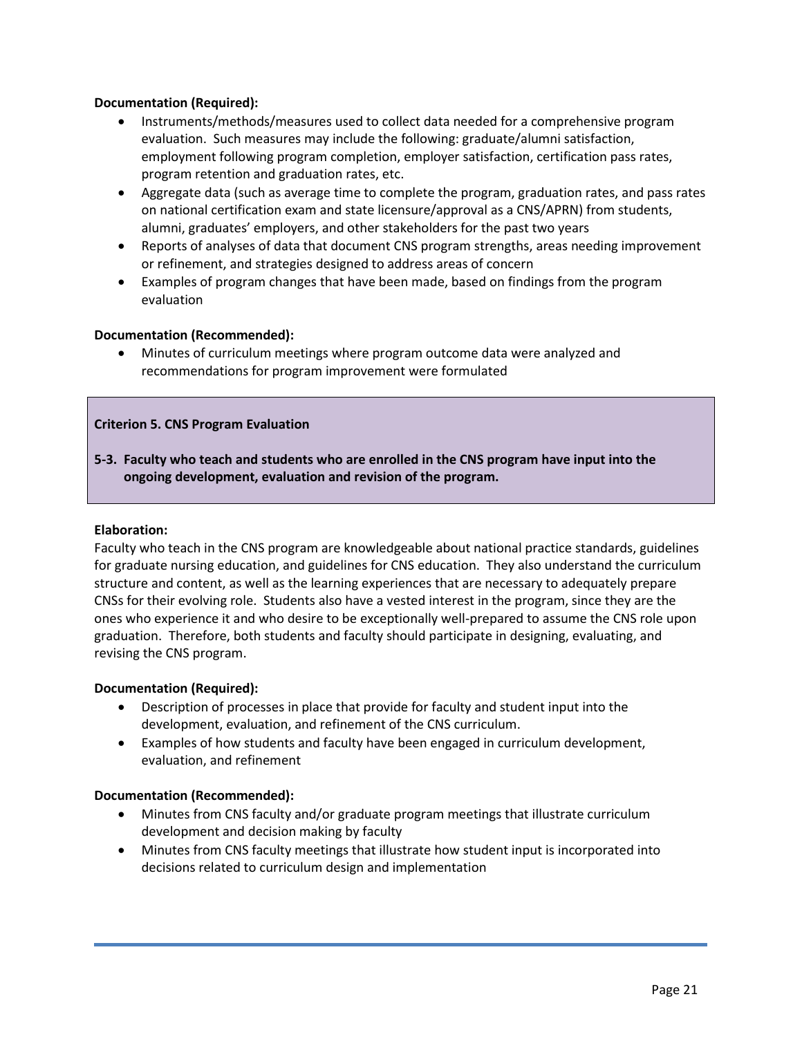**Documentation (Required):**

- Instruments/methods/measures used to collect data needed for a comprehensive program evaluation. Such measures may include the following: graduate/alumni satisfaction, employment following program completion, employer satisfaction, certification pass rates, program retention and graduation rates, etc.
- Aggregate data (such as average time to complete the program, graduation rates, and pass rates on national certification exam and state licensure/approval as a CNS/APRN) from students, alumni, graduates' employers, and other stakeholders for the past two years
- Reports of analyses of data that document CNS program strengths, areas needing improvement or refinement, and strategies designed to address areas of concern
- Examples of program changes that have been made, based on findings from the program evaluation

**Documentation (Recommended):**

- Minutes of curriculum meetings where program outcome data were analyzed and recommendations for program improvement were formulated

**Criterion 5. CNS Program Evaluation**

**5-3. Faculty who teach and students who are enrolled in the CNS program have input into the ongoing development, evaluation and revision of the program.**

**Elaboration:**

Faculty who teach in the CNS program are knowledgeable about national practice standards, guidelines for graduate nursing education, and guidelines for CNS education. They also understand the curriculum structure and content, as well as the learning experiences that are necessary to adequately prepare CNSs for their evolving role. Students also have a vested interest in the program, since they are the ones who experience it and who desire to be exceptionally well-prepared to assume the CNS role upon graduation. Therefore, both students and faculty should participate in designing, evaluating, and revising the CNS program.

**Documentation (Required):**

- Description of processes in place that provide for faculty and student input into the development, evaluation, and refinement of the CNS curriculum.
- Examples of how students and faculty have been engaged in curriculum development, evaluation, and refinement

**Documentation (Recommended):**

- Minutes from CNS faculty and/or graduate program meetings that illustrate curriculum development and decision making by faculty
- Minutes from CNS faculty meetings that illustrate how student input is incorporated into decisions related to curriculum design and implementation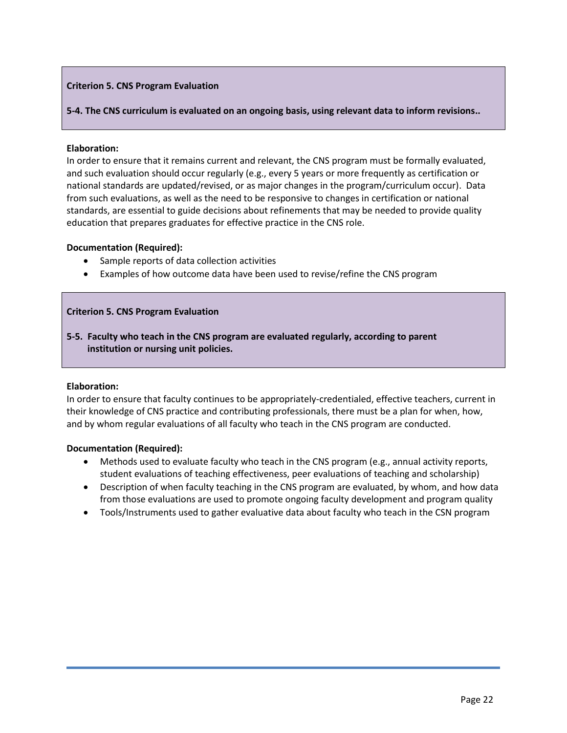**Criterion 5. CNS Program Evaluation**

**5-4. The CNS curriculum is evaluated on an ongoing basis, using relevant data to inform revisions..**

**Elaboration:**
In order to ensure that it remains current and relevant, the CNS program must be formally evaluated, and such evaluation should occur regularly (e.g., every 5 years or more frequently as certification or national standards are updated/revised, or as major changes in the program/curriculum occur). Data from such evaluations, as well as the need to be responsive to changes in certification or national standards, are essential to guide decisions about refinements that may be needed to provide quality education that prepares graduates for effective practice in the CNS role.

**Documentation (Required):**

- Sample reports of data collection activities
- Examples of how outcome data have been used to revise/refine the CNS program

**Criterion 5. CNS Program Evaluation**

**5-5. Faculty who teach in the CNS program are evaluated regularly, according to parent institution or nursing unit policies.**

**Elaboration:**
In order to ensure that faculty continues to be appropriately-credentialed, effective teachers, current in their knowledge of CNS practice and contributing professionals, there must be a plan for when, how, and by whom regular evaluations of all faculty who teach in the CNS program are conducted.

**Documentation (Required):**

- Methods used to evaluate faculty who teach in the CNS program (e.g., annual activity reports, student evaluations of teaching effectiveness, peer evaluations of teaching and scholarship)
- Description of when faculty teaching in the CNS program are evaluated, by whom, and how data from those evaluations are used to promote ongoing faculty development and program quality
- Tools/Instruments used to gather evaluative data about faculty who teach in the CSN program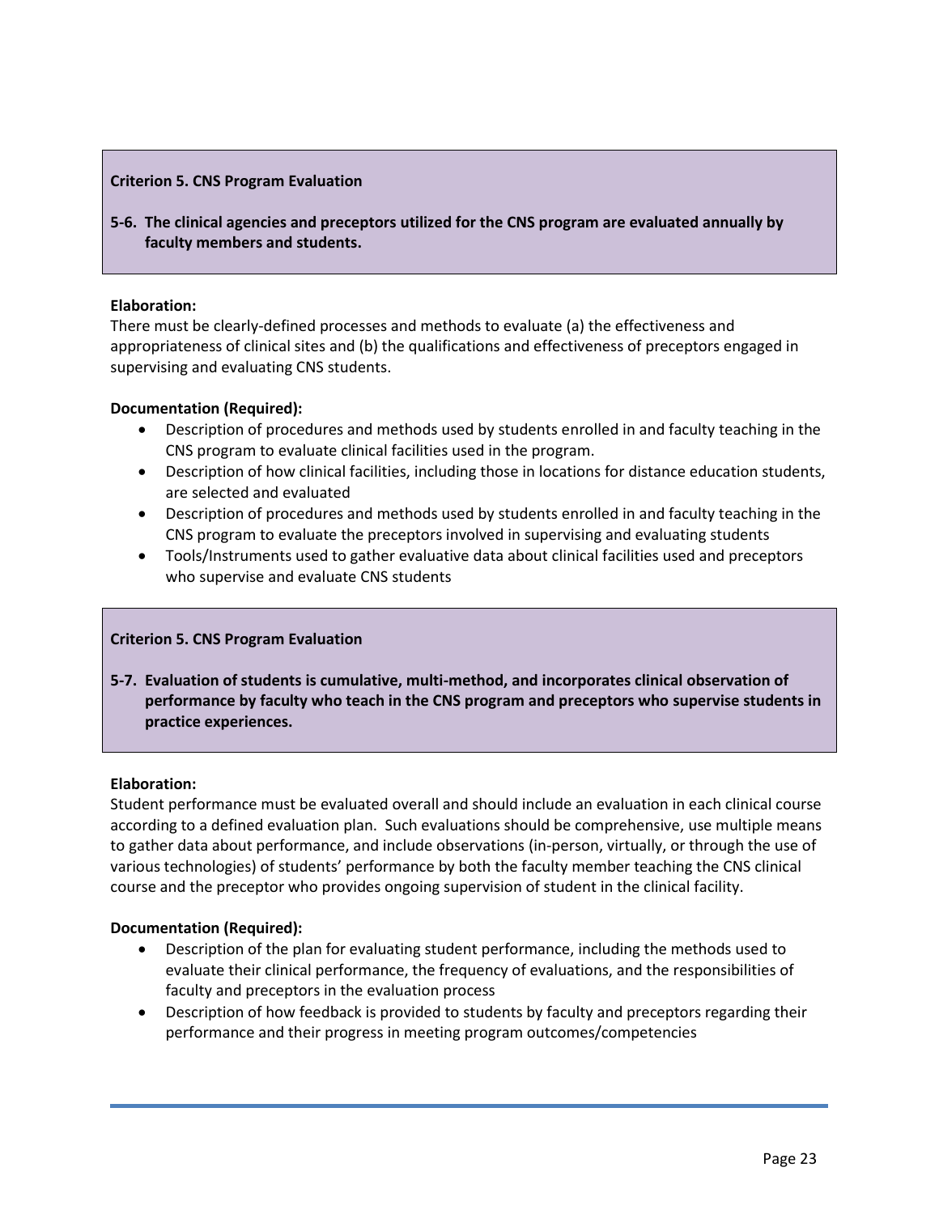**Criterion 5. CNS Program Evaluation**

**5-6. The clinical agencies and preceptors utilized for the CNS program are evaluated annually by faculty members and students.**

**Elaboration:**
There must be clearly-defined processes and methods to evaluate (a) the effectiveness and appropriateness of clinical sites and (b) the qualifications and effectiveness of preceptors engaged in supervising and evaluating CNS students.

**Documentation (Required):**

- Description of procedures and methods used by students enrolled in and faculty teaching in the CNS program to evaluate clinical facilities used in the program.
- Description of how clinical facilities, including those in locations for distance education students, are selected and evaluated
- Description of procedures and methods used by students enrolled in and faculty teaching in the CNS program to evaluate the preceptors involved in supervising and evaluating students
- Tools/Instruments used to gather evaluative data about clinical facilities used and preceptors who supervise and evaluate CNS students

**Criterion 5. CNS Program Evaluation**

**5-7. Evaluation of students is cumulative, multi-method, and incorporates clinical observation of performance by faculty who teach in the CNS program and preceptors who supervise students in practice experiences.**

**Elaboration:**
Student performance must be evaluated overall and should include an evaluation in each clinical course according to a defined evaluation plan. Such evaluations should be comprehensive, use multiple means to gather data about performance, and include observations (in-person, virtually, or through the use of various technologies) of students' performance by both the faculty member teaching the CNS clinical course and the preceptor who provides ongoing supervision of student in the clinical facility.

**Documentation (Required):**

- Description of the plan for evaluating student performance, including the methods used to evaluate their clinical performance, the frequency of evaluations, and the responsibilities of faculty and preceptors in the evaluation process
- Description of how feedback is provided to students by faculty and preceptors regarding their performance and their progress in meeting program outcomes/competencies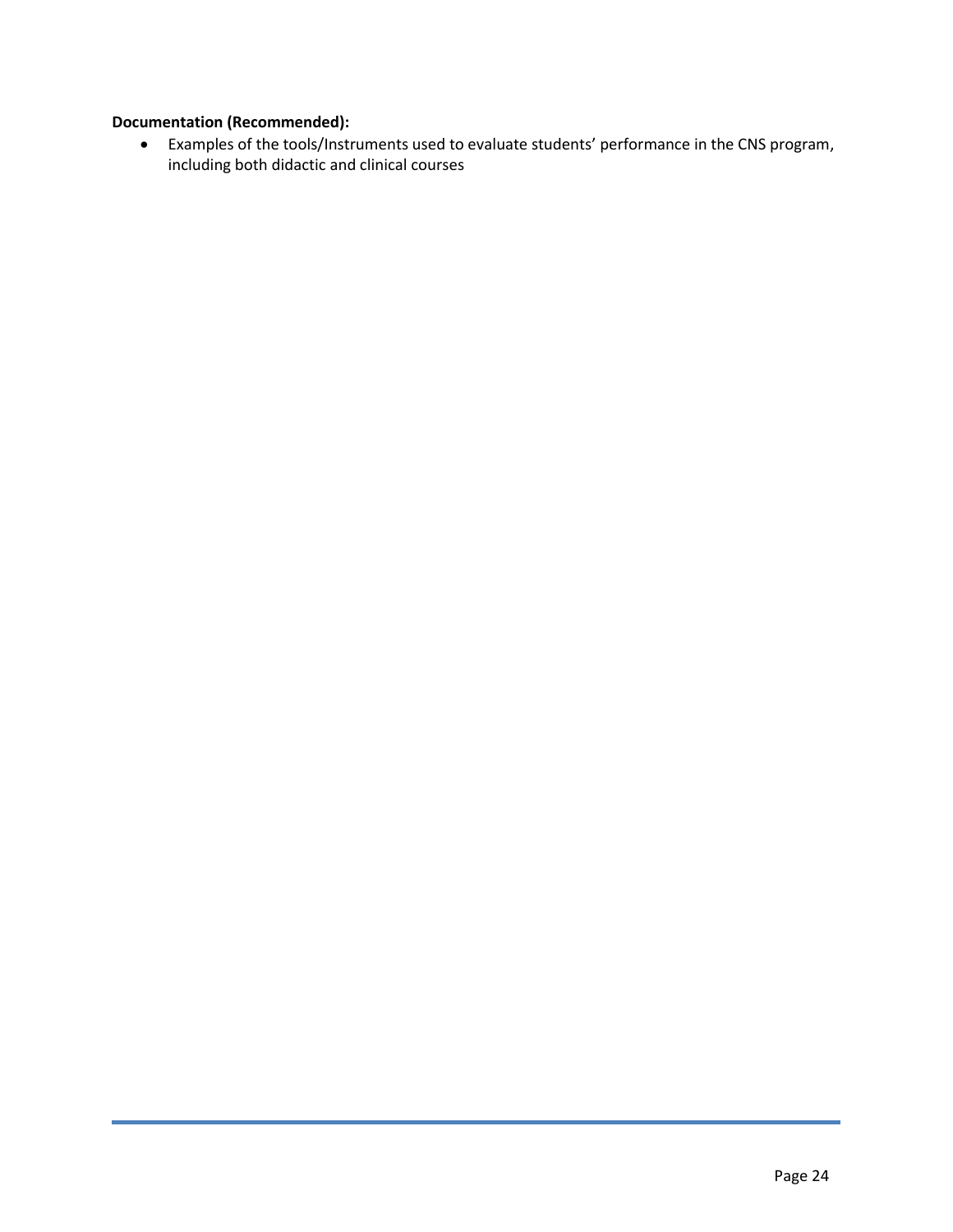**Documentation (Recommended):**

- Examples of the tools/Instruments used to evaluate students' performance in the CNS program, including both didactic and clinical courses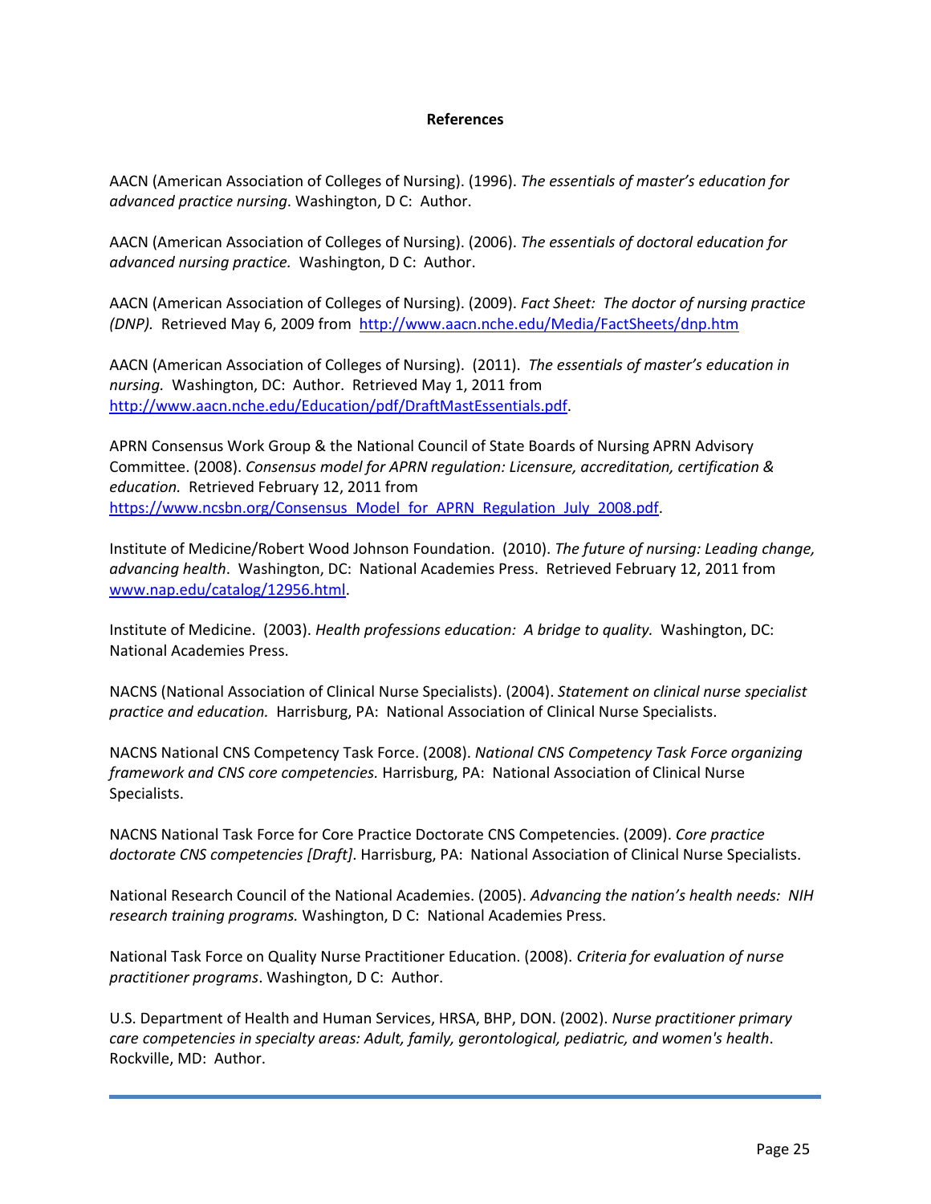**References**

AACN (American Association of Colleges of Nursing). (1996). *The essentials of master's education for advanced practice nursing*. Washington, D C: Author.

AACN (American Association of Colleges of Nursing). (2006). *The essentials of doctoral education for advanced nursing practice.* Washington, D C: Author.

AACN (American Association of Colleges of Nursing). (2009). *Fact Sheet: The doctor of nursing practice (DNP).* Retrieved May 6, 2009 from http://www.aacn.nche.edu/Media/FactSheets/dnp.htm

AACN (American Association of Colleges of Nursing). (2011). *The essentials of master's education in nursing.* Washington, DC: Author. Retrieved May 1, 2011 from http://www.aacn.nche.edu/Education/pdf/DraftMastEssentials.pdf.

APRN Consensus Work Group & the National Council of State Boards of Nursing APRN Advisory Committee. (2008). *Consensus model for APRN regulation: Licensure, accreditation, certification & education.* Retrieved February 12, 2011 from https://www.ncsbn.org/Consensus_Model_for_APRN_Regulation_July_2008.pdf.

Institute of Medicine/Robert Wood Johnson Foundation. (2010). *The future of nursing: Leading change, advancing health*. Washington, DC: National Academies Press. Retrieved February 12, 2011 from www.nap.edu/catalog/12956.html.

Institute of Medicine. (2003). *Health professions education: A bridge to quality.* Washington, DC: National Academies Press.

NACNS (National Association of Clinical Nurse Specialists). (2004). *Statement on clinical nurse specialist practice and education.* Harrisburg, PA: National Association of Clinical Nurse Specialists.

NACNS National CNS Competency Task Force. (2008). *National CNS Competency Task Force organizing framework and CNS core competencies.* Harrisburg, PA: National Association of Clinical Nurse Specialists.

NACNS National Task Force for Core Practice Doctorate CNS Competencies. (2009). *Core practice doctorate CNS competencies [Draft]*. Harrisburg, PA: National Association of Clinical Nurse Specialists.

National Research Council of the National Academies. (2005). *Advancing the nation's health needs: NIH research training programs.* Washington, D C: National Academies Press.

National Task Force on Quality Nurse Practitioner Education. (2008). *Criteria for evaluation of nurse practitioner programs*. Washington, D C: Author.

U.S. Department of Health and Human Services, HRSA, BHP, DON. (2002). *Nurse practitioner primary care competencies in specialty areas: Adult, family, gerontological, pediatric, and women's health*. Rockville, MD: Author.